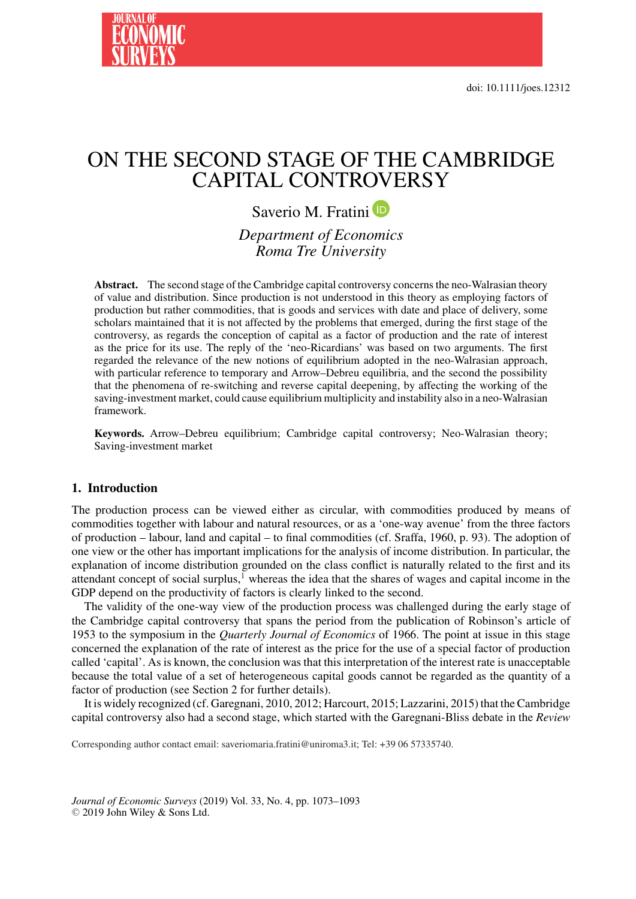doi: 10.1111/joes.12312

# ON THE SECOND STAGE OF THE CAMBRIDGE CAPITAL CONTROVERSY

Saverio M. Fratini

*Department of Economics*
*Roma Tre University*

**Abstract.** The second stage of the Cambridge capital controversy concerns the neo-Walrasian theory of value and distribution. Since production is not understood in this theory as employing factors of production but rather commodities, that is goods and services with date and place of delivery, some scholars maintained that it is not affected by the problems that emerged, during the first stage of the controversy, as regards the conception of capital as a factor of production and the rate of interest as the price for its use. The reply of the 'neo-Ricardians' was based on two arguments. The first regarded the relevance of the new notions of equilibrium adopted in the neo-Walrasian approach, with particular reference to temporary and Arrow–Debreu equilibria, and the second the possibility that the phenomena of re-switching and reverse capital deepening, by affecting the working of the saving-investment market, could cause equilibrium multiplicity and instability also in a neo-Walrasian framework.

**Keywords.** Arrow–Debreu equilibrium; Cambridge capital controversy; Neo-Walrasian theory; Saving-investment market

## 1. Introduction

The production process can be viewed either as circular, with commodities produced by means of commodities together with labour and natural resources, or as a 'one-way avenue' from the three factors of production – labour, land and capital – to final commodities (cf. Sraffa, 1960, p. 93). The adoption of one view or the other has important implications for the analysis of income distribution. In particular, the explanation of income distribution grounded on the class conflict is naturally related to the first and its attendant concept of social surplus,[1] whereas the idea that the shares of wages and capital income in the GDP depend on the productivity of factors is clearly linked to the second.

The validity of the one-way view of the production process was challenged during the early stage of the Cambridge capital controversy that spans the period from the publication of Robinson's article of 1953 to the symposium in the *Quarterly Journal of Economics* of 1966. The point at issue in this stage concerned the explanation of the rate of interest as the price for the use of a special factor of production called 'capital'. As is known, the conclusion was that this interpretation of the interest rate is unacceptable because the total value of a set of heterogeneous capital goods cannot be regarded as the quantity of a factor of production (see Section 2 for further details).

It is widely recognized (cf. Garegnani, 2010, 2012; Harcourt, 2015; Lazzarini, 2015) that the Cambridge capital controversy also had a second stage, which started with the Garegnani-Bliss debate in the *Review*

Corresponding author contact email: saveriomaria.fratini@uniroma3.it; Tel: +39 06 57335740.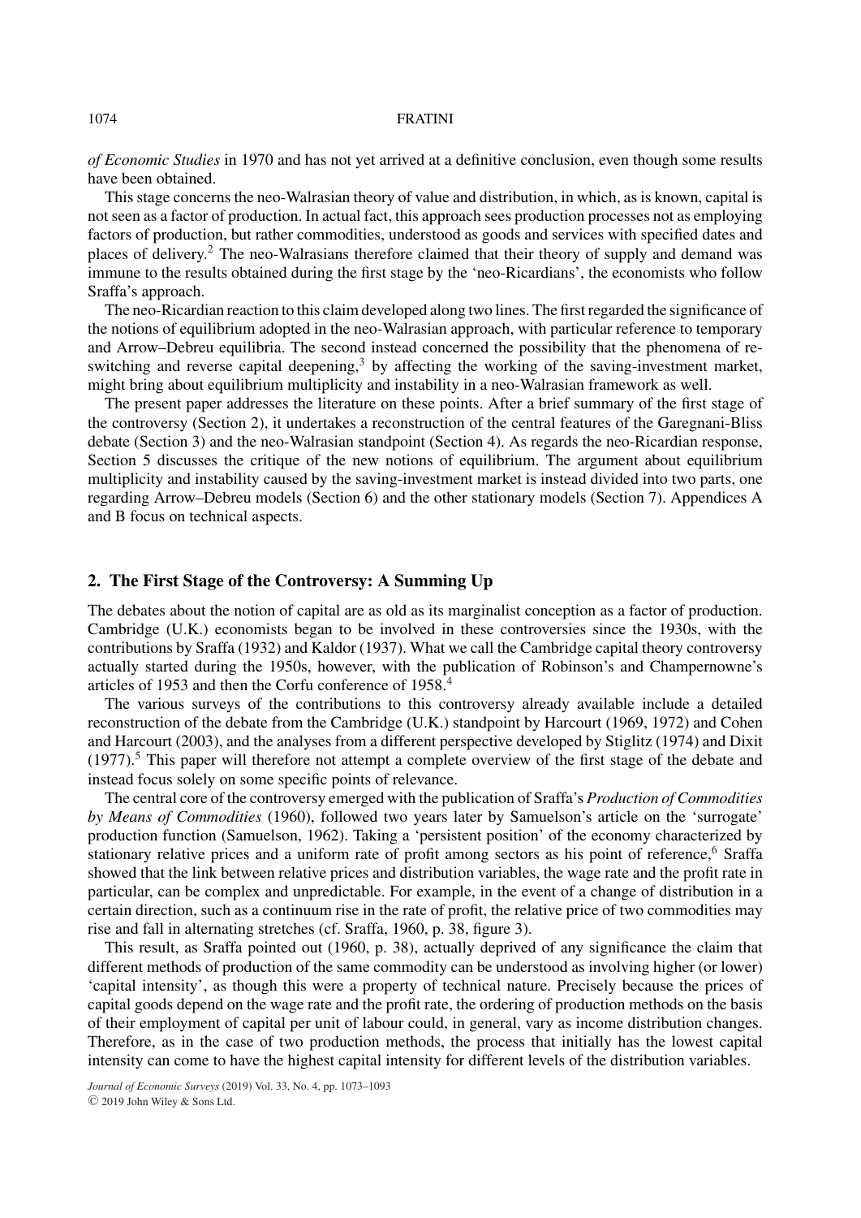*of Economic Studies* in 1970 and has not yet arrived at a definitive conclusion, even though some results have been obtained.

This stage concerns the neo-Walrasian theory of value and distribution, in which, as is known, capital is not seen as a factor of production. In actual fact, this approach sees production processes not as employing factors of production, but rather commodities, understood as goods and services with specified dates and places of delivery.[2] The neo-Walrasians therefore claimed that their theory of supply and demand was immune to the results obtained during the first stage by the 'neo-Ricardians', the economists who follow Sraffa's approach.

The neo-Ricardian reaction to this claim developed along two lines. The first regarded the significance of the notions of equilibrium adopted in the neo-Walrasian approach, with particular reference to temporary and Arrow–Debreu equilibria. The second instead concerned the possibility that the phenomena of re-switching and reverse capital deepening,[3] by affecting the working of the saving-investment market, might bring about equilibrium multiplicity and instability in a neo-Walrasian framework as well.

The present paper addresses the literature on these points. After a brief summary of the first stage of the controversy (Section 2), it undertakes a reconstruction of the central features of the Garegnani-Bliss debate (Section 3) and the neo-Walrasian standpoint (Section 4). As regards the neo-Ricardian response, Section 5 discusses the critique of the new notions of equilibrium. The argument about equilibrium multiplicity and instability caused by the saving-investment market is instead divided into two parts, one regarding Arrow–Debreu models (Section 6) and the other stationary models (Section 7). Appendices A and B focus on technical aspects.

## 2. The First Stage of the Controversy: A Summing Up

The debates about the notion of capital are as old as its marginalist conception as a factor of production. Cambridge (U.K.) economists began to be involved in these controversies since the 1930s, with the contributions by Sraffa (1932) and Kaldor (1937). What we call the Cambridge capital theory controversy actually started during the 1950s, however, with the publication of Robinson's and Champernowne's articles of 1953 and then the Corfu conference of 1958.[4]

The various surveys of the contributions to this controversy already available include a detailed reconstruction of the debate from the Cambridge (U.K.) standpoint by Harcourt (1969, 1972) and Cohen and Harcourt (2003), and the analyses from a different perspective developed by Stiglitz (1974) and Dixit (1977).[5] This paper will therefore not attempt a complete overview of the first stage of the debate and instead focus solely on some specific points of relevance.

The central core of the controversy emerged with the publication of Sraffa's *Production of Commodities by Means of Commodities* (1960), followed two years later by Samuelson's article on the 'surrogate' production function (Samuelson, 1962). Taking a 'persistent position' of the economy characterized by stationary relative prices and a uniform rate of profit among sectors as his point of reference,[6] Sraffa showed that the link between relative prices and distribution variables, the wage rate and the profit rate in particular, can be complex and unpredictable. For example, in the event of a change of distribution in a certain direction, such as a continuum rise in the rate of profit, the relative price of two commodities may rise and fall in alternating stretches (cf. Sraffa, 1960, p. 38, figure 3).

This result, as Sraffa pointed out (1960, p. 38), actually deprived of any significance the claim that different methods of production of the same commodity can be understood as involving higher (or lower) 'capital intensity', as though this were a property of technical nature. Precisely because the prices of capital goods depend on the wage rate and the profit rate, the ordering of production methods on the basis of their employment of capital per unit of labour could, in general, vary as income distribution changes. Therefore, as in the case of two production methods, the process that initially has the lowest capital intensity can come to have the highest capital intensity for different levels of the distribution variables.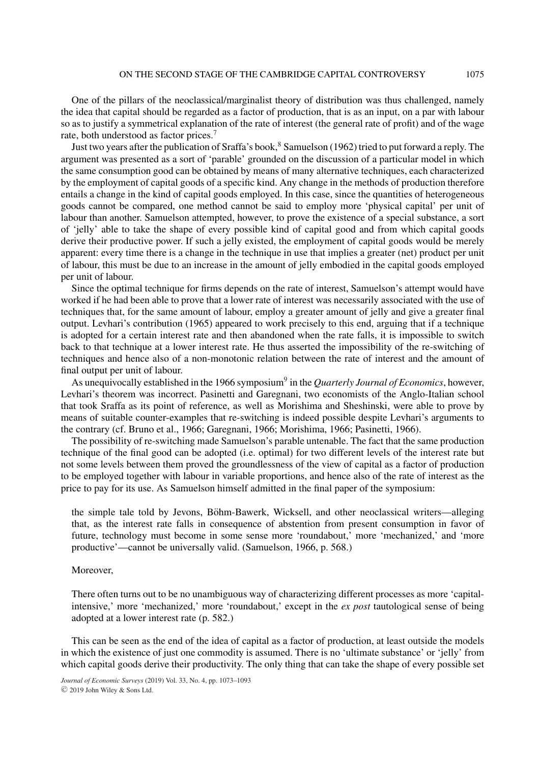One of the pillars of the neoclassical/marginalist theory of distribution was thus challenged, namely the idea that capital should be regarded as a factor of production, that is as an input, on a par with labour so as to justify a symmetrical explanation of the rate of interest (the general rate of profit) and of the wage rate, both understood as factor prices.[7]

Just two years after the publication of Sraffa's book,[8] Samuelson (1962) tried to put forward a reply. The argument was presented as a sort of 'parable' grounded on the discussion of a particular model in which the same consumption good can be obtained by means of many alternative techniques, each characterized by the employment of capital goods of a specific kind. Any change in the methods of production therefore entails a change in the kind of capital goods employed. In this case, since the quantities of heterogeneous goods cannot be compared, one method cannot be said to employ more 'physical capital' per unit of labour than another. Samuelson attempted, however, to prove the existence of a special substance, a sort of 'jelly' able to take the shape of every possible kind of capital good and from which capital goods derive their productive power. If such a jelly existed, the employment of capital goods would be merely apparent: every time there is a change in the technique in use that implies a greater (net) product per unit of labour, this must be due to an increase in the amount of jelly embodied in the capital goods employed per unit of labour.

Since the optimal technique for firms depends on the rate of interest, Samuelson's attempt would have worked if he had been able to prove that a lower rate of interest was necessarily associated with the use of techniques that, for the same amount of labour, employ a greater amount of jelly and give a greater final output. Levhari's contribution (1965) appeared to work precisely to this end, arguing that if a technique is adopted for a certain interest rate and then abandoned when the rate falls, it is impossible to switch back to that technique at a lower interest rate. He thus asserted the impossibility of the re-switching of techniques and hence also of a non-monotonic relation between the rate of interest and the amount of final output per unit of labour.

As unequivocally established in the 1966 symposium[9] in the *Quarterly Journal of Economics*, however, Levhari's theorem was incorrect. Pasinetti and Garegnani, two economists of the Anglo-Italian school that took Sraffa as its point of reference, as well as Morishima and Sheshinski, were able to prove by means of suitable counter-examples that re-switching is indeed possible despite Levhari's arguments to the contrary (cf. Bruno et al., 1966; Garegnani, 1966; Morishima, 1966; Pasinetti, 1966).

The possibility of re-switching made Samuelson's parable untenable. The fact that the same production technique of the final good can be adopted (i.e. optimal) for two different levels of the interest rate but not some levels between them proved the groundlessness of the view of capital as a factor of production to be employed together with labour in variable proportions, and hence also of the rate of interest as the price to pay for its use. As Samuelson himself admitted in the final paper of the symposium:

> the simple tale told by Jevons, Böhm-Bawerk, Wicksell, and other neoclassical writers—alleging that, as the interest rate falls in consequence of abstention from present consumption in favor of future, technology must become in some sense more 'roundabout,' more 'mechanized,' and 'more productive'—cannot be universally valid. (Samuelson, 1966, p. 568.)

Moreover,

> There often turns out to be no unambiguous way of characterizing different processes as more 'capital-intensive,' more 'mechanized,' more 'roundabout,' except in the *ex post* tautological sense of being adopted at a lower interest rate (p. 582.)

This can be seen as the end of the idea of capital as a factor of production, at least outside the models in which the existence of just one commodity is assumed. There is no 'ultimate substance' or 'jelly' from which capital goods derive their productivity. The only thing that can take the shape of every possible set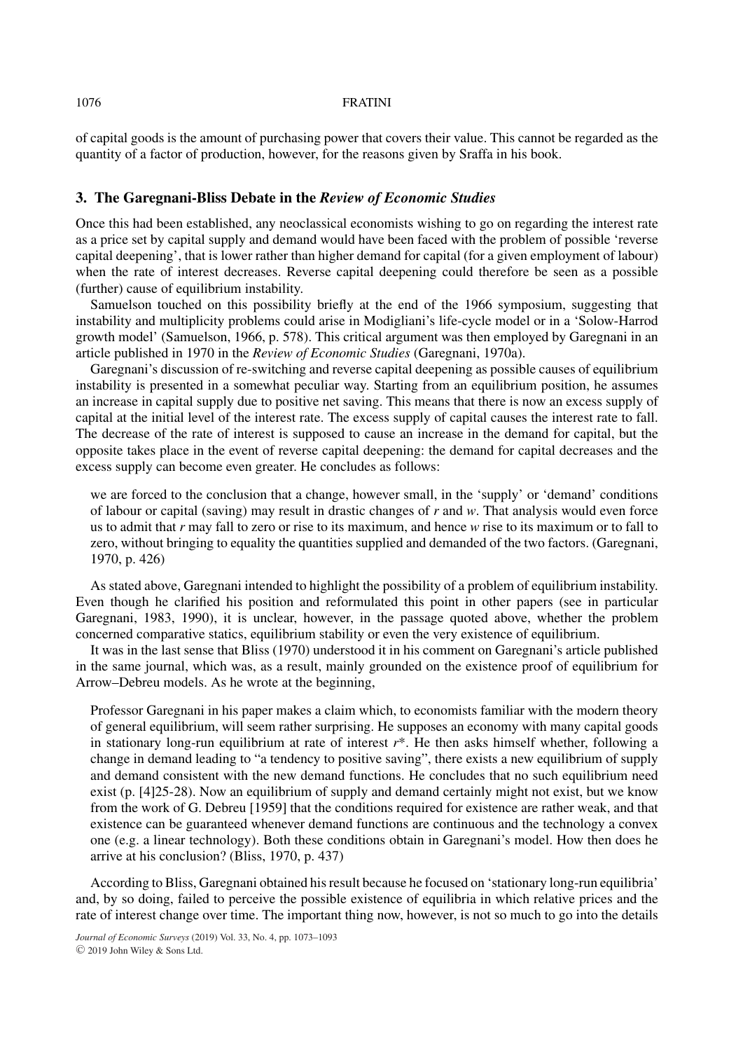of capital goods is the amount of purchasing power that covers their value. This cannot be regarded as the quantity of a factor of production, however, for the reasons given by Sraffa in his book.

## 3. The Garegnani-Bliss Debate in the *Review of Economic Studies*

Once this had been established, any neoclassical economists wishing to go on regarding the interest rate as a price set by capital supply and demand would have been faced with the problem of possible 'reverse capital deepening', that is lower rather than higher demand for capital (for a given employment of labour) when the rate of interest decreases. Reverse capital deepening could therefore be seen as a possible (further) cause of equilibrium instability.

Samuelson touched on this possibility briefly at the end of the 1966 symposium, suggesting that instability and multiplicity problems could arise in Modigliani's life-cycle model or in a 'Solow-Harrod growth model' (Samuelson, 1966, p. 578). This critical argument was then employed by Garegnani in an article published in 1970 in the *Review of Economic Studies* (Garegnani, 1970a).

Garegnani's discussion of re-switching and reverse capital deepening as possible causes of equilibrium instability is presented in a somewhat peculiar way. Starting from an equilibrium position, he assumes an increase in capital supply due to positive net saving. This means that there is now an excess supply of capital at the initial level of the interest rate. The excess supply of capital causes the interest rate to fall. The decrease of the rate of interest is supposed to cause an increase in the demand for capital, but the opposite takes place in the event of reverse capital deepening: the demand for capital decreases and the excess supply can become even greater. He concludes as follows:

> we are forced to the conclusion that a change, however small, in the 'supply' or 'demand' conditions of labour or capital (saving) may result in drastic changes of *r* and *w*. That analysis would even force us to admit that *r* may fall to zero or rise to its maximum, and hence *w* rise to its maximum or to fall to zero, without bringing to equality the quantities supplied and demanded of the two factors. (Garegnani, 1970, p. 426)

As stated above, Garegnani intended to highlight the possibility of a problem of equilibrium instability. Even though he clarified his position and reformulated this point in other papers (see in particular Garegnani, 1983, 1990), it is unclear, however, in the passage quoted above, whether the problem concerned comparative statics, equilibrium stability or even the very existence of equilibrium.

It was in the last sense that Bliss (1970) understood it in his comment on Garegnani's article published in the same journal, which was, as a result, mainly grounded on the existence proof of equilibrium for Arrow–Debreu models. As he wrote at the beginning,

> Professor Garegnani in his paper makes a claim which, to economists familiar with the modern theory of general equilibrium, will seem rather surprising. He supposes an economy with many capital goods in stationary long-run equilibrium at rate of interest $r^*$. He then asks himself whether, following a change in demand leading to "a tendency to positive saving", there exists a new equilibrium of supply and demand consistent with the new demand functions. He concludes that no such equilibrium need exist (p. [4]25-28). Now an equilibrium of supply and demand certainly might not exist, but we know from the work of G. Debreu [1959] that the conditions required for existence are rather weak, and that existence can be guaranteed whenever demand functions are continuous and the technology a convex one (e.g. a linear technology). Both these conditions obtain in Garegnani's model. How then does he arrive at his conclusion? (Bliss, 1970, p. 437)

According to Bliss, Garegnani obtained his result because he focused on 'stationary long-run equilibria' and, by so doing, failed to perceive the possible existence of equilibria in which relative prices and the rate of interest change over time. The important thing now, however, is not so much to go into the details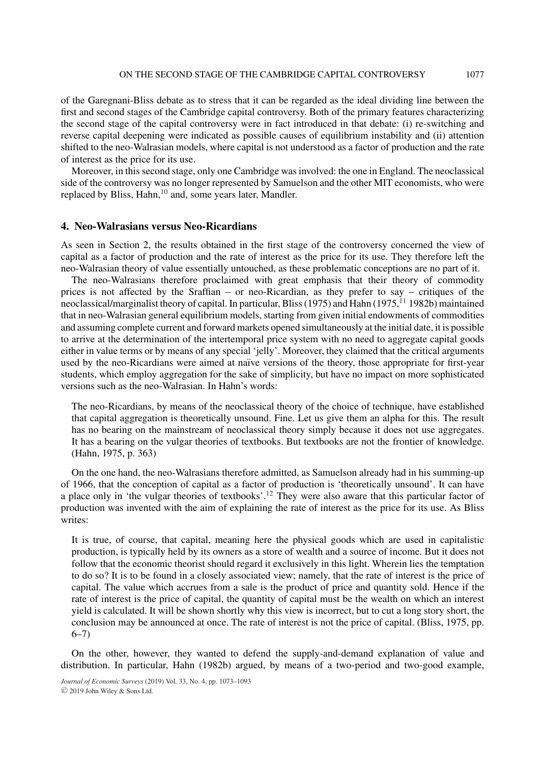of the Garegnani-Bliss debate as to stress that it can be regarded as the ideal dividing line between the first and second stages of the Cambridge capital controversy. Both of the primary features characterizing the second stage of the capital controversy were in fact introduced in that debate: (i) re-switching and reverse capital deepening were indicated as possible causes of equilibrium instability and (ii) attention shifted to the neo-Walrasian models, where capital is not understood as a factor of production and the rate of interest as the price for its use.

Moreover, in this second stage, only one Cambridge was involved: the one in England. The neoclassical side of the controversy was no longer represented by Samuelson and the other MIT economists, who were replaced by Bliss, Hahn,[10] and, some years later, Mandler.

## 4. Neo-Walrasians versus Neo-Ricardians

As seen in Section 2, the results obtained in the first stage of the controversy concerned the view of capital as a factor of production and the rate of interest as the price for its use. They therefore left the neo-Walrasian theory of value essentially untouched, as these problematic conceptions are no part of it.

The neo-Walrasians therefore proclaimed with great emphasis that their theory of commodity prices is not affected by the Sraffian – or neo-Ricardian, as they prefer to say – critiques of the neoclassical/marginalist theory of capital. In particular, Bliss (1975) and Hahn (1975,[11] 1982b) maintained that in neo-Walrasian general equilibrium models, starting from given initial endowments of commodities and assuming complete current and forward markets opened simultaneously at the initial date, it is possible to arrive at the determination of the intertemporal price system with no need to aggregate capital goods either in value terms or by means of any special 'jelly'. Moreover, they claimed that the critical arguments used by the neo-Ricardians were aimed at naïve versions of the theory, those appropriate for first-year students, which employ aggregation for the sake of simplicity, but have no impact on more sophisticated versions such as the neo-Walrasian. In Hahn's words:

> The neo-Ricardians, by means of the neoclassical theory of the choice of technique, have established that capital aggregation is theoretically unsound. Fine. Let us give them an alpha for this. The result has no bearing on the mainstream of neoclassical theory simply because it does not use aggregates. It has a bearing on the vulgar theories of textbooks. But textbooks are not the frontier of knowledge. (Hahn, 1975, p. 363)

On the one hand, the neo-Walrasians therefore admitted, as Samuelson already had in his summing-up of 1966, that the conception of capital as a factor of production is 'theoretically unsound'. It can have a place only in 'the vulgar theories of textbooks'.[12] They were also aware that this particular factor of production was invented with the aim of explaining the rate of interest as the price for its use. As Bliss writes:

> It is true, of course, that capital, meaning here the physical goods which are used in capitalistic production, is typically held by its owners as a store of wealth and a source of income. But it does not follow that the economic theorist should regard it exclusively in this light. Wherein lies the temptation to do so? It is to be found in a closely associated view; namely, that the rate of interest is the price of capital. The value which accrues from a sale is the product of price and quantity sold. Hence if the rate of interest is the price of capital, the quantity of capital must be the wealth on which an interest yield is calculated. It will be shown shortly why this view is incorrect, but to cut a long story short, the conclusion may be announced at once. The rate of interest is not the price of capital. (Bliss, 1975, pp. 6–7)

On the other, however, they wanted to defend the supply-and-demand explanation of value and distribution. In particular, Hahn (1982b) argued, by means of a two-period and two-good example,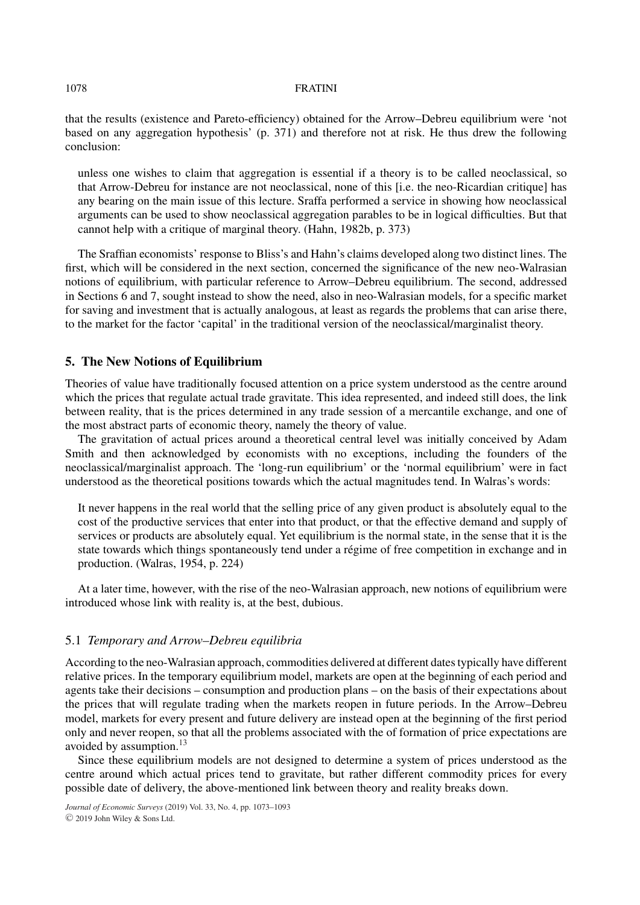that the results (existence and Pareto-efficiency) obtained for the Arrow–Debreu equilibrium were 'not based on any aggregation hypothesis' (p. 371) and therefore not at risk. He thus drew the following conclusion:

> unless one wishes to claim that aggregation is essential if a theory is to be called neoclassical, so that Arrow-Debreu for instance are not neoclassical, none of this [i.e. the neo-Ricardian critique] has any bearing on the main issue of this lecture. Sraffa performed a service in showing how neoclassical arguments can be used to show neoclassical aggregation parables to be in logical difficulties. But that cannot help with a critique of marginal theory. (Hahn, 1982b, p. 373)

The Sraffian economists' response to Bliss's and Hahn's claims developed along two distinct lines. The first, which will be considered in the next section, concerned the significance of the new neo-Walrasian notions of equilibrium, with particular reference to Arrow–Debreu equilibrium. The second, addressed in Sections 6 and 7, sought instead to show the need, also in neo-Walrasian models, for a specific market for saving and investment that is actually analogous, at least as regards the problems that can arise there, to the market for the factor 'capital' in the traditional version of the neoclassical/marginalist theory.

## 5. The New Notions of Equilibrium

Theories of value have traditionally focused attention on a price system understood as the centre around which the prices that regulate actual trade gravitate. This idea represented, and indeed still does, the link between reality, that is the prices determined in any trade session of a mercantile exchange, and one of the most abstract parts of economic theory, namely the theory of value.

The gravitation of actual prices around a theoretical central level was initially conceived by Adam Smith and then acknowledged by economists with no exceptions, including the founders of the neoclassical/marginalist approach. The 'long-run equilibrium' or the 'normal equilibrium' were in fact understood as the theoretical positions towards which the actual magnitudes tend. In Walras's words:

> It never happens in the real world that the selling price of any given product is absolutely equal to the cost of the productive services that enter into that product, or that the effective demand and supply of services or products are absolutely equal. Yet equilibrium is the normal state, in the sense that it is the state towards which things spontaneously tend under a régime of free competition in exchange and in production. (Walras, 1954, p. 224)

At a later time, however, with the rise of the neo-Walrasian approach, new notions of equilibrium were introduced whose link with reality is, at the best, dubious.

### 5.1 *Temporary and Arrow–Debreu equilibria*

According to the neo-Walrasian approach, commodities delivered at different dates typically have different relative prices. In the temporary equilibrium model, markets are open at the beginning of each period and agents take their decisions – consumption and production plans – on the basis of their expectations about the prices that will regulate trading when the markets reopen in future periods. In the Arrow–Debreu model, markets for every present and future delivery are instead open at the beginning of the first period only and never reopen, so that all the problems associated with the of formation of price expectations are avoided by assumption.[13]

Since these equilibrium models are not designed to determine a system of prices understood as the centre around which actual prices tend to gravitate, but rather different commodity prices for every possible date of delivery, the above-mentioned link between theory and reality breaks down.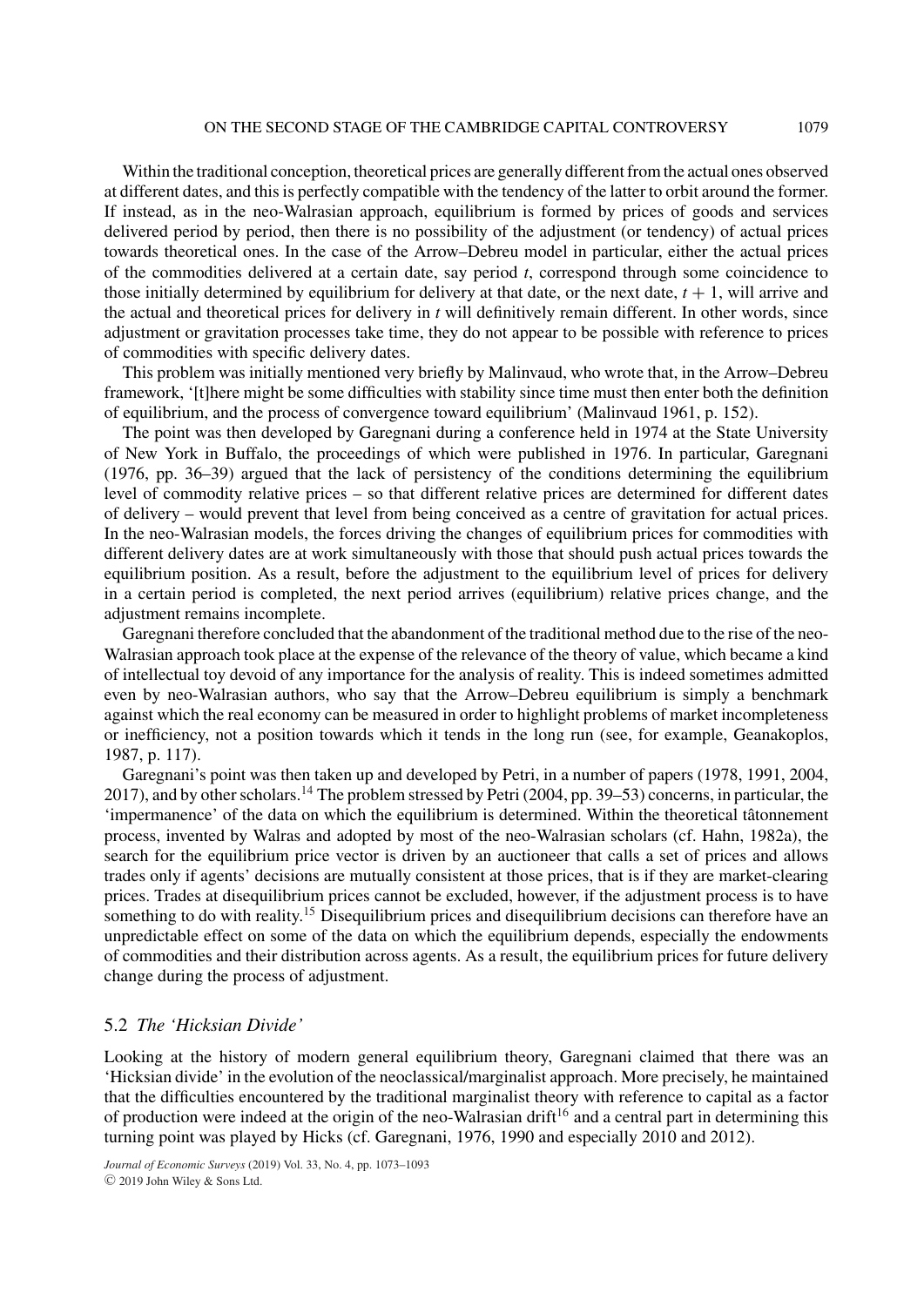Within the traditional conception, theoretical prices are generally different from the actual ones observed at different dates, and this is perfectly compatible with the tendency of the latter to orbit around the former. If instead, as in the neo-Walrasian approach, equilibrium is formed by prices of goods and services delivered period by period, then there is no possibility of the adjustment (or tendency) of actual prices towards theoretical ones. In the case of the Arrow–Debreu model in particular, either the actual prices of the commodities delivered at a certain date, say period $t$, correspond through some coincidence to those initially determined by equilibrium for delivery at that date, or the next date, $t + 1$, will arrive and the actual and theoretical prices for delivery in $t$ will definitively remain different. In other words, since adjustment or gravitation processes take time, they do not appear to be possible with reference to prices of commodities with specific delivery dates.

This problem was initially mentioned very briefly by Malinvaud, who wrote that, in the Arrow–Debreu framework, '[t]here might be some difficulties with stability since time must then enter both the definition of equilibrium, and the process of convergence toward equilibrium' (Malinvaud 1961, p. 152).

The point was then developed by Garegnani during a conference held in 1974 at the State University of New York in Buffalo, the proceedings of which were published in 1976. In particular, Garegnani (1976, pp. 36–39) argued that the lack of persistency of the conditions determining the equilibrium level of commodity relative prices – so that different relative prices are determined for different dates of delivery – would prevent that level from being conceived as a centre of gravitation for actual prices. In the neo-Walrasian models, the forces driving the changes of equilibrium prices for commodities with different delivery dates are at work simultaneously with those that should push actual prices towards the equilibrium position. As a result, before the adjustment to the equilibrium level of prices for delivery in a certain period is completed, the next period arrives (equilibrium) relative prices change, and the adjustment remains incomplete.

Garegnani therefore concluded that the abandonment of the traditional method due to the rise of the neo-Walrasian approach took place at the expense of the relevance of the theory of value, which became a kind of intellectual toy devoid of any importance for the analysis of reality. This is indeed sometimes admitted even by neo-Walrasian authors, who say that the Arrow–Debreu equilibrium is simply a benchmark against which the real economy can be measured in order to highlight problems of market incompleteness or inefficiency, not a position towards which it tends in the long run (see, for example, Geanakoplos, 1987, p. 117).

Garegnani's point was then taken up and developed by Petri, in a number of papers (1978, 1991, 2004, 2017), and by other scholars.[14] The problem stressed by Petri (2004, pp. 39–53) concerns, in particular, the 'impermanence' of the data on which the equilibrium is determined. Within the theoretical tâtonnement process, invented by Walras and adopted by most of the neo-Walrasian scholars (cf. Hahn, 1982a), the search for the equilibrium price vector is driven by an auctioneer that calls a set of prices and allows trades only if agents' decisions are mutually consistent at those prices, that is if they are market-clearing prices. Trades at disequilibrium prices cannot be excluded, however, if the adjustment process is to have something to do with reality.[15] Disequilibrium prices and disequilibrium decisions can therefore have an unpredictable effect on some of the data on which the equilibrium depends, especially the endowments of commodities and their distribution across agents. As a result, the equilibrium prices for future delivery change during the process of adjustment.

## 5.2 *The 'Hicksian Divide'*

Looking at the history of modern general equilibrium theory, Garegnani claimed that there was an 'Hicksian divide' in the evolution of the neoclassical/marginalist approach. More precisely, he maintained that the difficulties encountered by the traditional marginalist theory with reference to capital as a factor of production were indeed at the origin of the neo-Walrasian drift[16] and a central part in determining this turning point was played by Hicks (cf. Garegnani, 1976, 1990 and especially 2010 and 2012).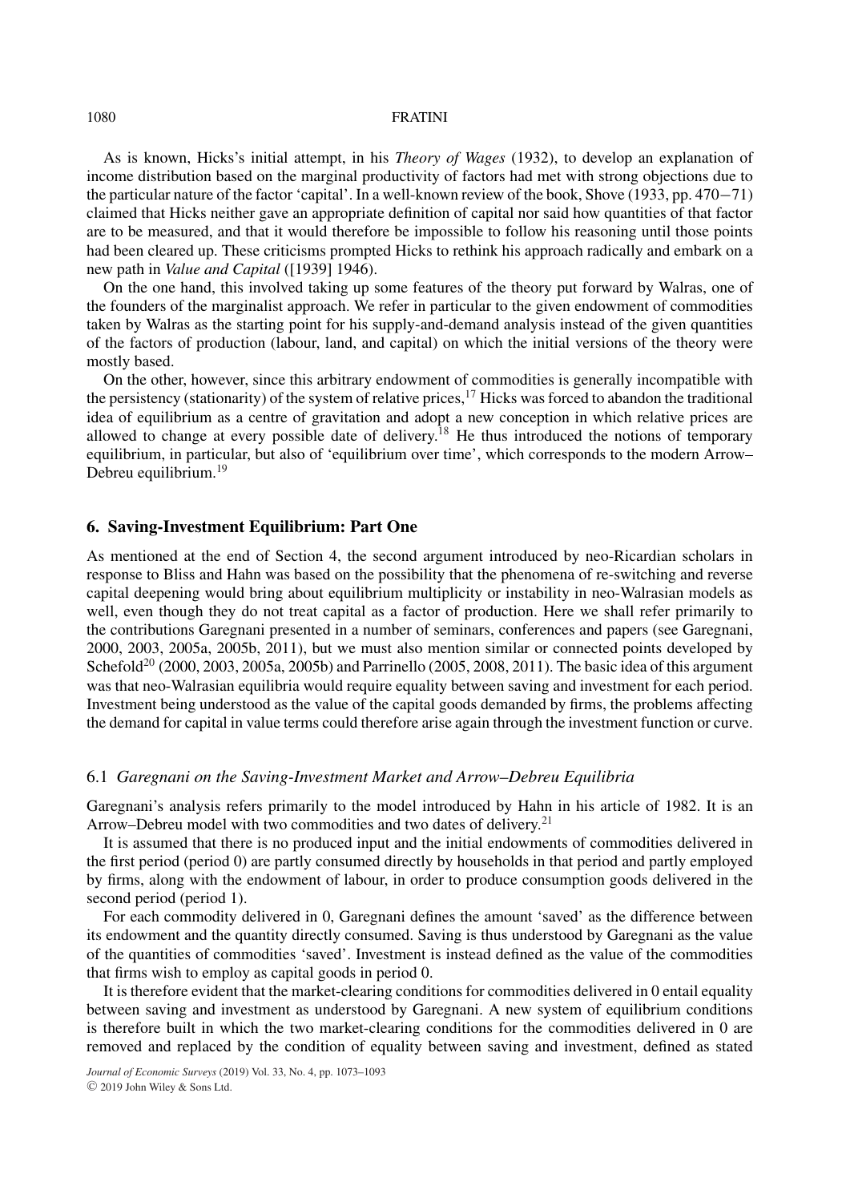As is known, Hicks's initial attempt, in his *Theory of Wages* (1932), to develop an explanation of income distribution based on the marginal productivity of factors had met with strong objections due to the particular nature of the factor 'capital'. In a well-known review of the book, Shove (1933, pp. 470−71) claimed that Hicks neither gave an appropriate definition of capital nor said how quantities of that factor are to be measured, and that it would therefore be impossible to follow his reasoning until those points had been cleared up. These criticisms prompted Hicks to rethink his approach radically and embark on a new path in *Value and Capital* ([1939] 1946).

On the one hand, this involved taking up some features of the theory put forward by Walras, one of the founders of the marginalist approach. We refer in particular to the given endowment of commodities taken by Walras as the starting point for his supply-and-demand analysis instead of the given quantities of the factors of production (labour, land, and capital) on which the initial versions of the theory were mostly based.

On the other, however, since this arbitrary endowment of commodities is generally incompatible with the persistency (stationarity) of the system of relative prices,[17] Hicks was forced to abandon the traditional idea of equilibrium as a centre of gravitation and adopt a new conception in which relative prices are allowed to change at every possible date of delivery.[18] He thus introduced the notions of temporary equilibrium, in particular, but also of 'equilibrium over time', which corresponds to the modern Arrow–Debreu equilibrium.[19]

## 6. Saving-Investment Equilibrium: Part One

As mentioned at the end of Section 4, the second argument introduced by neo-Ricardian scholars in response to Bliss and Hahn was based on the possibility that the phenomena of re-switching and reverse capital deepening would bring about equilibrium multiplicity or instability in neo-Walrasian models as well, even though they do not treat capital as a factor of production. Here we shall refer primarily to the contributions Garegnani presented in a number of seminars, conferences and papers (see Garegnani, 2000, 2003, 2005a, 2005b, 2011), but we must also mention similar or connected points developed by Schefold[20] (2000, 2003, 2005a, 2005b) and Parrinello (2005, 2008, 2011). The basic idea of this argument was that neo-Walrasian equilibria would require equality between saving and investment for each period. Investment being understood as the value of the capital goods demanded by firms, the problems affecting the demand for capital in value terms could therefore arise again through the investment function or curve.

### 6.1 *Garegnani on the Saving-Investment Market and Arrow–Debreu Equilibria*

Garegnani's analysis refers primarily to the model introduced by Hahn in his article of 1982. It is an Arrow–Debreu model with two commodities and two dates of delivery.[21]

It is assumed that there is no produced input and the initial endowments of commodities delivered in the first period (period 0) are partly consumed directly by households in that period and partly employed by firms, along with the endowment of labour, in order to produce consumption goods delivered in the second period (period 1).

For each commodity delivered in 0, Garegnani defines the amount 'saved' as the difference between its endowment and the quantity directly consumed. Saving is thus understood by Garegnani as the value of the quantities of commodities 'saved'. Investment is instead defined as the value of the commodities that firms wish to employ as capital goods in period 0.

It is therefore evident that the market-clearing conditions for commodities delivered in 0 entail equality between saving and investment as understood by Garegnani. A new system of equilibrium conditions is therefore built in which the two market-clearing conditions for the commodities delivered in 0 are removed and replaced by the condition of equality between saving and investment, defined as stated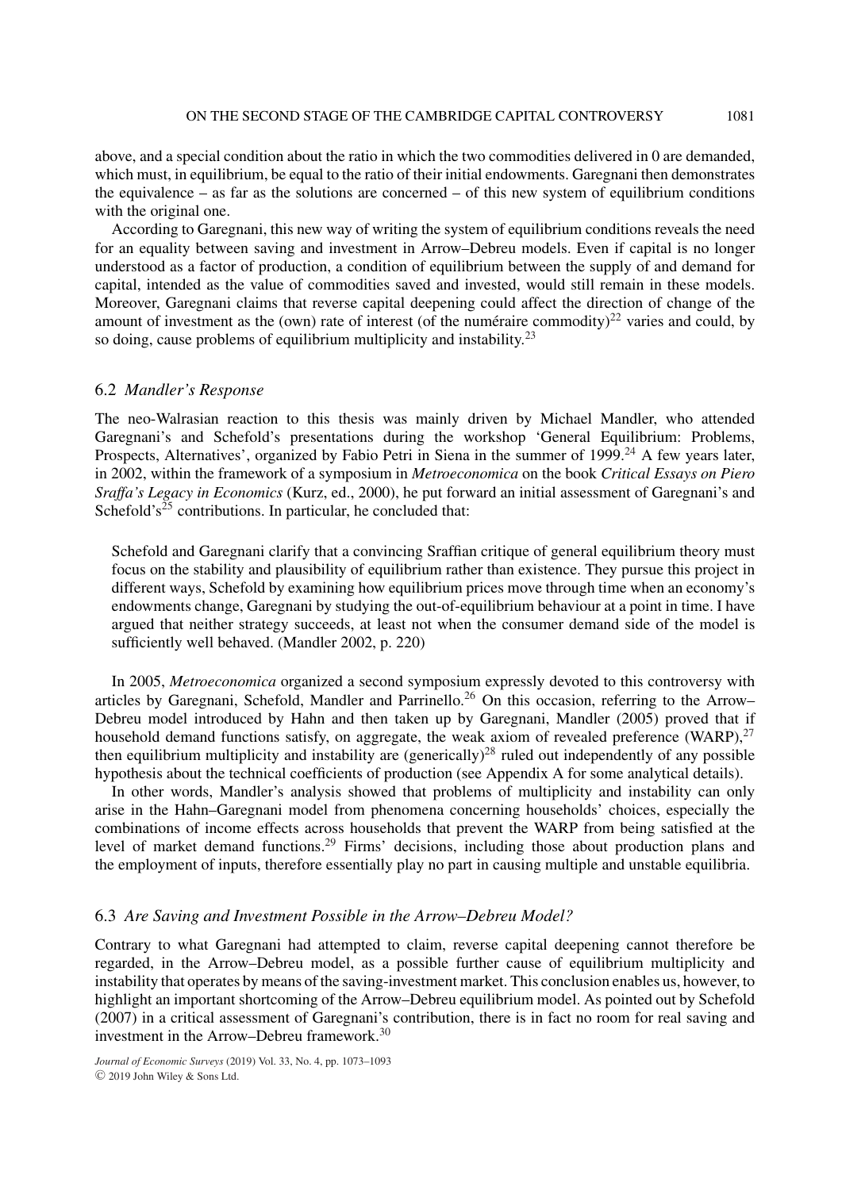above, and a special condition about the ratio in which the two commodities delivered in 0 are demanded, which must, in equilibrium, be equal to the ratio of their initial endowments. Garegnani then demonstrates the equivalence – as far as the solutions are concerned – of this new system of equilibrium conditions with the original one.

According to Garegnani, this new way of writing the system of equilibrium conditions reveals the need for an equality between saving and investment in Arrow–Debreu models. Even if capital is no longer understood as a factor of production, a condition of equilibrium between the supply of and demand for capital, intended as the value of commodities saved and invested, would still remain in these models. Moreover, Garegnani claims that reverse capital deepening could affect the direction of change of the amount of investment as the (own) rate of interest (of the numéraire commodity)[22] varies and could, by so doing, cause problems of equilibrium multiplicity and instability.[23]

### 6.2 *Mandler's Response*

The neo-Walrasian reaction to this thesis was mainly driven by Michael Mandler, who attended Garegnani's and Schefold's presentations during the workshop 'General Equilibrium: Problems, Prospects, Alternatives', organized by Fabio Petri in Siena in the summer of 1999.[24] A few years later, in 2002, within the framework of a symposium in *Metroeconomica* on the book *Critical Essays on Piero Sraffa's Legacy in Economics* (Kurz, ed., 2000), he put forward an initial assessment of Garegnani's and Schefold's[25] contributions. In particular, he concluded that:

> Schefold and Garegnani clarify that a convincing Sraffian critique of general equilibrium theory must focus on the stability and plausibility of equilibrium rather than existence. They pursue this project in different ways, Schefold by examining how equilibrium prices move through time when an economy's endowments change, Garegnani by studying the out-of-equilibrium behaviour at a point in time. I have argued that neither strategy succeeds, at least not when the consumer demand side of the model is sufficiently well behaved. (Mandler 2002, p. 220)

In 2005, *Metroeconomica* organized a second symposium expressly devoted to this controversy with articles by Garegnani, Schefold, Mandler and Parrinello.[26] On this occasion, referring to the Arrow–Debreu model introduced by Hahn and then taken up by Garegnani, Mandler (2005) proved that if household demand functions satisfy, on aggregate, the weak axiom of revealed preference (WARP),[27] then equilibrium multiplicity and instability are (generically)[28] ruled out independently of any possible hypothesis about the technical coefficients of production (see Appendix A for some analytical details).

In other words, Mandler's analysis showed that problems of multiplicity and instability can only arise in the Hahn–Garegnani model from phenomena concerning households' choices, especially the combinations of income effects across households that prevent the WARP from being satisfied at the level of market demand functions.[29] Firms' decisions, including those about production plans and the employment of inputs, therefore essentially play no part in causing multiple and unstable equilibria.

### 6.3 *Are Saving and Investment Possible in the Arrow–Debreu Model?*

Contrary to what Garegnani had attempted to claim, reverse capital deepening cannot therefore be regarded, in the Arrow–Debreu model, as a possible further cause of equilibrium multiplicity and instability that operates by means of the saving-investment market. This conclusion enables us, however, to highlight an important shortcoming of the Arrow–Debreu equilibrium model. As pointed out by Schefold (2007) in a critical assessment of Garegnani's contribution, there is in fact no room for real saving and investment in the Arrow–Debreu framework.[30]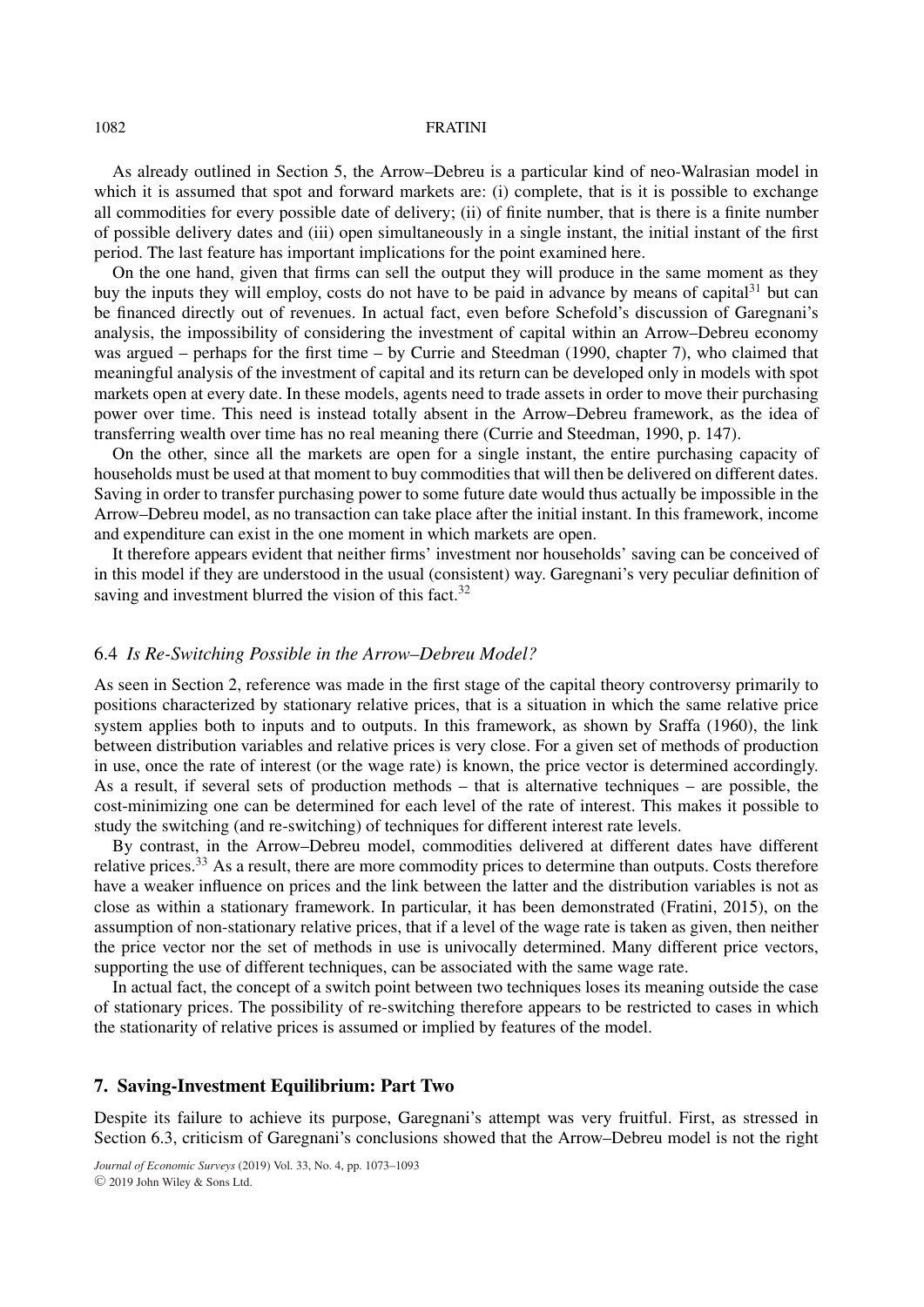As already outlined in Section 5, the Arrow–Debreu is a particular kind of neo-Walrasian model in which it is assumed that spot and forward markets are: (i) complete, that is it is possible to exchange all commodities for every possible date of delivery; (ii) of finite number, that is there is a finite number of possible delivery dates and (iii) open simultaneously in a single instant, the initial instant of the first period. The last feature has important implications for the point examined here.

On the one hand, given that firms can sell the output they will produce in the same moment as they buy the inputs they will employ, costs do not have to be paid in advance by means of capital[31] but can be financed directly out of revenues. In actual fact, even before Schefold's discussion of Garegnani's analysis, the impossibility of considering the investment of capital within an Arrow–Debreu economy was argued – perhaps for the first time – by Currie and Steedman (1990, chapter 7), who claimed that meaningful analysis of the investment of capital and its return can be developed only in models with spot markets open at every date. In these models, agents need to trade assets in order to move their purchasing power over time. This need is instead totally absent in the Arrow–Debreu framework, as the idea of transferring wealth over time has no real meaning there (Currie and Steedman, 1990, p. 147).

On the other, since all the markets are open for a single instant, the entire purchasing capacity of households must be used at that moment to buy commodities that will then be delivered on different dates. Saving in order to transfer purchasing power to some future date would thus actually be impossible in the Arrow–Debreu model, as no transaction can take place after the initial instant. In this framework, income and expenditure can exist in the one moment in which markets are open.

It therefore appears evident that neither firms' investment nor households' saving can be conceived of in this model if they are understood in the usual (consistent) way. Garegnani's very peculiar definition of saving and investment blurred the vision of this fact.[32]

### 6.4 *Is Re-Switching Possible in the Arrow–Debreu Model?*

As seen in Section 2, reference was made in the first stage of the capital theory controversy primarily to positions characterized by stationary relative prices, that is a situation in which the same relative price system applies both to inputs and to outputs. In this framework, as shown by Sraffa (1960), the link between distribution variables and relative prices is very close. For a given set of methods of production in use, once the rate of interest (or the wage rate) is known, the price vector is determined accordingly. As a result, if several sets of production methods – that is alternative techniques – are possible, the cost-minimizing one can be determined for each level of the rate of interest. This makes it possible to study the switching (and re-switching) of techniques for different interest rate levels.

By contrast, in the Arrow–Debreu model, commodities delivered at different dates have different relative prices.[33] As a result, there are more commodity prices to determine than outputs. Costs therefore have a weaker influence on prices and the link between the latter and the distribution variables is not as close as within a stationary framework. In particular, it has been demonstrated (Fratini, 2015), on the assumption of non-stationary relative prices, that if a level of the wage rate is taken as given, then neither the price vector nor the set of methods in use is univocally determined. Many different price vectors, supporting the use of different techniques, can be associated with the same wage rate.

In actual fact, the concept of a switch point between two techniques loses its meaning outside the case of stationary prices. The possibility of re-switching therefore appears to be restricted to cases in which the stationarity of relative prices is assumed or implied by features of the model.

## 7. Saving-Investment Equilibrium: Part Two

Despite its failure to achieve its purpose, Garegnani's attempt was very fruitful. First, as stressed in Section 6.3, criticism of Garegnani's conclusions showed that the Arrow–Debreu model is not the right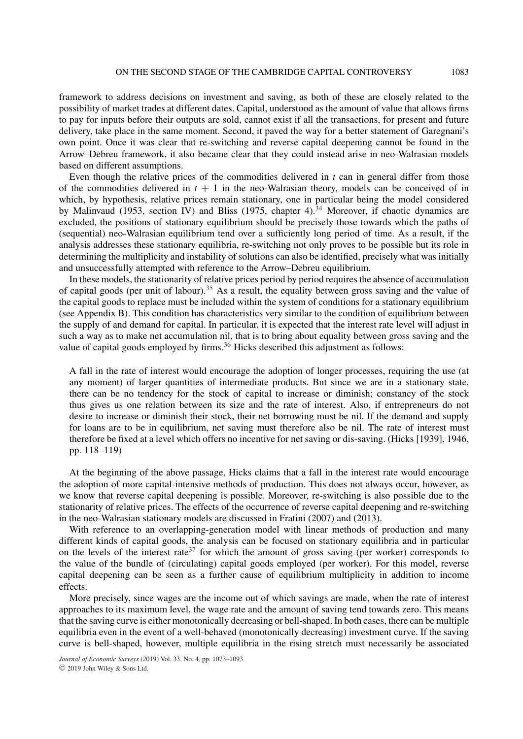framework to address decisions on investment and saving, as both of these are closely related to the possibility of market trades at different dates. Capital, understood as the amount of value that allows firms to pay for inputs before their outputs are sold, cannot exist if all the transactions, for present and future delivery, take place in the same moment. Second, it paved the way for a better statement of Garegnani's own point. Once it was clear that re-switching and reverse capital deepening cannot be found in the Arrow–Debreu framework, it also became clear that they could instead arise in neo-Walrasian models based on different assumptions.

Even though the relative prices of the commodities delivered in $t$ can in general differ from those of the commodities delivered in $t + 1$ in the neo-Walrasian theory, models can be conceived of in which, by hypothesis, relative prices remain stationary, one in particular being the model considered by Malinvaud (1953, section IV) and Bliss (1975, chapter 4).[34] Moreover, if chaotic dynamics are excluded, the positions of stationary equilibrium should be precisely those towards which the paths of (sequential) neo-Walrasian equilibrium tend over a sufficiently long period of time. As a result, if the analysis addresses these stationary equilibria, re-switching not only proves to be possible but its role in determining the multiplicity and instability of solutions can also be identified, precisely what was initially and unsuccessfully attempted with reference to the Arrow–Debreu equilibrium.

In these models, the stationarity of relative prices period by period requires the absence of accumulation of capital goods (per unit of labour).[35] As a result, the equality between gross saving and the value of the capital goods to replace must be included within the system of conditions for a stationary equilibrium (see Appendix B). This condition has characteristics very similar to the condition of equilibrium between the supply of and demand for capital. In particular, it is expected that the interest rate level will adjust in such a way as to make net accumulation nil, that is to bring about equality between gross saving and the value of capital goods employed by firms.[36] Hicks described this adjustment as follows:

> A fall in the rate of interest would encourage the adoption of longer processes, requiring the use (at any moment) of larger quantities of intermediate products. But since we are in a stationary state, there can be no tendency for the stock of capital to increase or diminish; constancy of the stock thus gives us one relation between its size and the rate of interest. Also, if entrepreneurs do not desire to increase or diminish their stock, their net borrowing must be nil. If the demand and supply for loans are to be in equilibrium, net saving must therefore also be nil. The rate of interest must therefore be fixed at a level which offers no incentive for net saving or dis-saving. (Hicks [1939], 1946, pp. 118–119)

At the beginning of the above passage, Hicks claims that a fall in the interest rate would encourage the adoption of more capital-intensive methods of production. This does not always occur, however, as we know that reverse capital deepening is possible. Moreover, re-switching is also possible due to the stationarity of relative prices. The effects of the occurrence of reverse capital deepening and re-switching in the neo-Walrasian stationary models are discussed in Fratini (2007) and (2013).

With reference to an overlapping-generation model with linear methods of production and many different kinds of capital goods, the analysis can be focused on stationary equilibria and in particular on the levels of the interest rate[37] for which the amount of gross saving (per worker) corresponds to the value of the bundle of (circulating) capital goods employed (per worker). For this model, reverse capital deepening can be seen as a further cause of equilibrium multiplicity in addition to income effects.

More precisely, since wages are the income out of which savings are made, when the rate of interest approaches to its maximum level, the wage rate and the amount of saving tend towards zero. This means that the saving curve is either monotonically decreasing or bell-shaped. In both cases, there can be multiple equilibria even in the event of a well-behaved (monotonically decreasing) investment curve. If the saving curve is bell-shaped, however, multiple equilibria in the rising stretch must necessarily be associated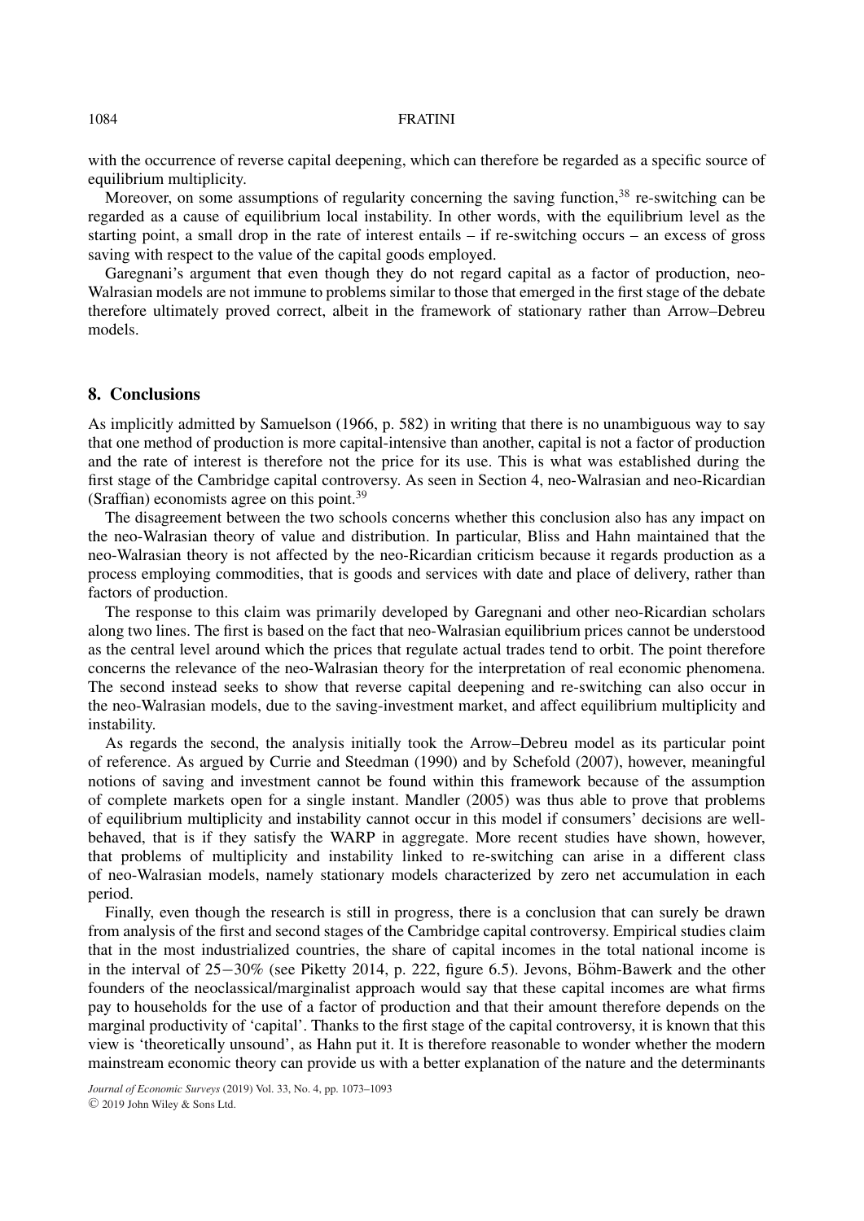with the occurrence of reverse capital deepening, which can therefore be regarded as a specific source of equilibrium multiplicity.

Moreover, on some assumptions of regularity concerning the saving function,[38] re-switching can be regarded as a cause of equilibrium local instability. In other words, with the equilibrium level as the starting point, a small drop in the rate of interest entails – if re-switching occurs – an excess of gross saving with respect to the value of the capital goods employed.

Garegnani's argument that even though they do not regard capital as a factor of production, neo-Walrasian models are not immune to problems similar to those that emerged in the first stage of the debate therefore ultimately proved correct, albeit in the framework of stationary rather than Arrow–Debreu models.

## 8. Conclusions

As implicitly admitted by Samuelson (1966, p. 582) in writing that there is no unambiguous way to say that one method of production is more capital-intensive than another, capital is not a factor of production and the rate of interest is therefore not the price for its use. This is what was established during the first stage of the Cambridge capital controversy. As seen in Section 4, neo-Walrasian and neo-Ricardian (Sraffian) economists agree on this point.[39]

The disagreement between the two schools concerns whether this conclusion also has any impact on the neo-Walrasian theory of value and distribution. In particular, Bliss and Hahn maintained that the neo-Walrasian theory is not affected by the neo-Ricardian criticism because it regards production as a process employing commodities, that is goods and services with date and place of delivery, rather than factors of production.

The response to this claim was primarily developed by Garegnani and other neo-Ricardian scholars along two lines. The first is based on the fact that neo-Walrasian equilibrium prices cannot be understood as the central level around which the prices that regulate actual trades tend to orbit. The point therefore concerns the relevance of the neo-Walrasian theory for the interpretation of real economic phenomena. The second instead seeks to show that reverse capital deepening and re-switching can also occur in the neo-Walrasian models, due to the saving-investment market, and affect equilibrium multiplicity and instability.

As regards the second, the analysis initially took the Arrow–Debreu model as its particular point of reference. As argued by Currie and Steedman (1990) and by Schefold (2007), however, meaningful notions of saving and investment cannot be found within this framework because of the assumption of complete markets open for a single instant. Mandler (2005) was thus able to prove that problems of equilibrium multiplicity and instability cannot occur in this model if consumers' decisions are well-behaved, that is if they satisfy the WARP in aggregate. More recent studies have shown, however, that problems of multiplicity and instability linked to re-switching can arise in a different class of neo-Walrasian models, namely stationary models characterized by zero net accumulation in each period.

Finally, even though the research is still in progress, there is a conclusion that can surely be drawn from analysis of the first and second stages of the Cambridge capital controversy. Empirical studies claim that in the most industrialized countries, the share of capital incomes in the total national income is in the interval of 25−30% (see Piketty 2014, p. 222, figure 6.5). Jevons, Böhm-Bawerk and the other founders of the neoclassical/marginalist approach would say that these capital incomes are what firms pay to households for the use of a factor of production and that their amount therefore depends on the marginal productivity of 'capital'. Thanks to the first stage of the capital controversy, it is known that this view is 'theoretically unsound', as Hahn put it. It is therefore reasonable to wonder whether the modern mainstream economic theory can provide us with a better explanation of the nature and the determinants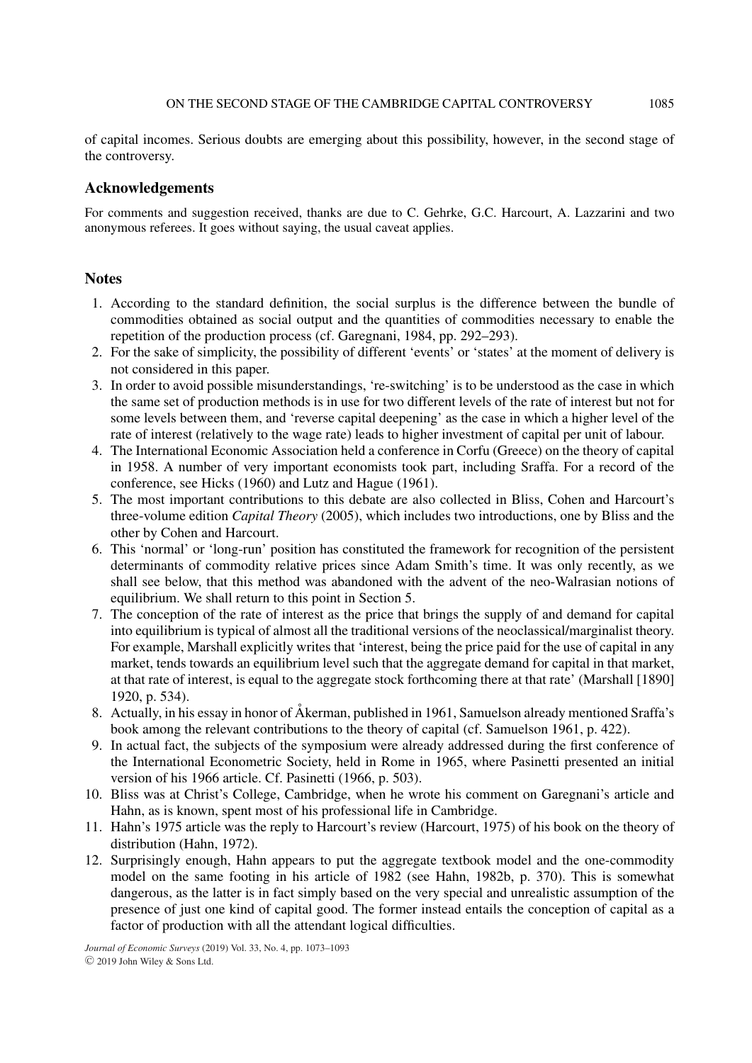of capital incomes. Serious doubts are emerging about this possibility, however, in the second stage of the controversy.

## Acknowledgements

For comments and suggestion received, thanks are due to C. Gehrke, G.C. Harcourt, A. Lazzarini and two anonymous referees. It goes without saying, the usual caveat applies.

## Notes

1. According to the standard definition, the social surplus is the difference between the bundle of commodities obtained as social output and the quantities of commodities necessary to enable the repetition of the production process (cf. Garegnani, 1984, pp. 292–293).
2. For the sake of simplicity, the possibility of different 'events' or 'states' at the moment of delivery is not considered in this paper.
3. In order to avoid possible misunderstandings, 're-switching' is to be understood as the case in which the same set of production methods is in use for two different levels of the rate of interest but not for some levels between them, and 'reverse capital deepening' as the case in which a higher level of the rate of interest (relatively to the wage rate) leads to higher investment of capital per unit of labour.
4. The International Economic Association held a conference in Corfu (Greece) on the theory of capital in 1958. A number of very important economists took part, including Sraffa. For a record of the conference, see Hicks (1960) and Lutz and Hague (1961).
5. The most important contributions to this debate are also collected in Bliss, Cohen and Harcourt's three-volume edition *Capital Theory* (2005), which includes two introductions, one by Bliss and the other by Cohen and Harcourt.
6. This 'normal' or 'long-run' position has constituted the framework for recognition of the persistent determinants of commodity relative prices since Adam Smith's time. It was only recently, as we shall see below, that this method was abandoned with the advent of the neo-Walrasian notions of equilibrium. We shall return to this point in Section 5.
7. The conception of the rate of interest as the price that brings the supply of and demand for capital into equilibrium is typical of almost all the traditional versions of the neoclassical/marginalist theory. For example, Marshall explicitly writes that 'interest, being the price paid for the use of capital in any market, tends towards an equilibrium level such that the aggregate demand for capital in that market, at that rate of interest, is equal to the aggregate stock forthcoming there at that rate' (Marshall [1890] 1920, p. 534).
8. Actually, in his essay in honor of Åkerman, published in 1961, Samuelson already mentioned Sraffa's book among the relevant contributions to the theory of capital (cf. Samuelson 1961, p. 422).
9. In actual fact, the subjects of the symposium were already addressed during the first conference of the International Econometric Society, held in Rome in 1965, where Pasinetti presented an initial version of his 1966 article. Cf. Pasinetti (1966, p. 503).
10. Bliss was at Christ's College, Cambridge, when he wrote his comment on Garegnani's article and Hahn, as is known, spent most of his professional life in Cambridge.
11. Hahn's 1975 article was the reply to Harcourt's review (Harcourt, 1975) of his book on the theory of distribution (Hahn, 1972).
12. Surprisingly enough, Hahn appears to put the aggregate textbook model and the one-commodity model on the same footing in his article of 1982 (see Hahn, 1982b, p. 370). This is somewhat dangerous, as the latter is in fact simply based on the very special and unrealistic assumption of the presence of just one kind of capital good. The former instead entails the conception of capital as a factor of production with all the attendant logical difficulties.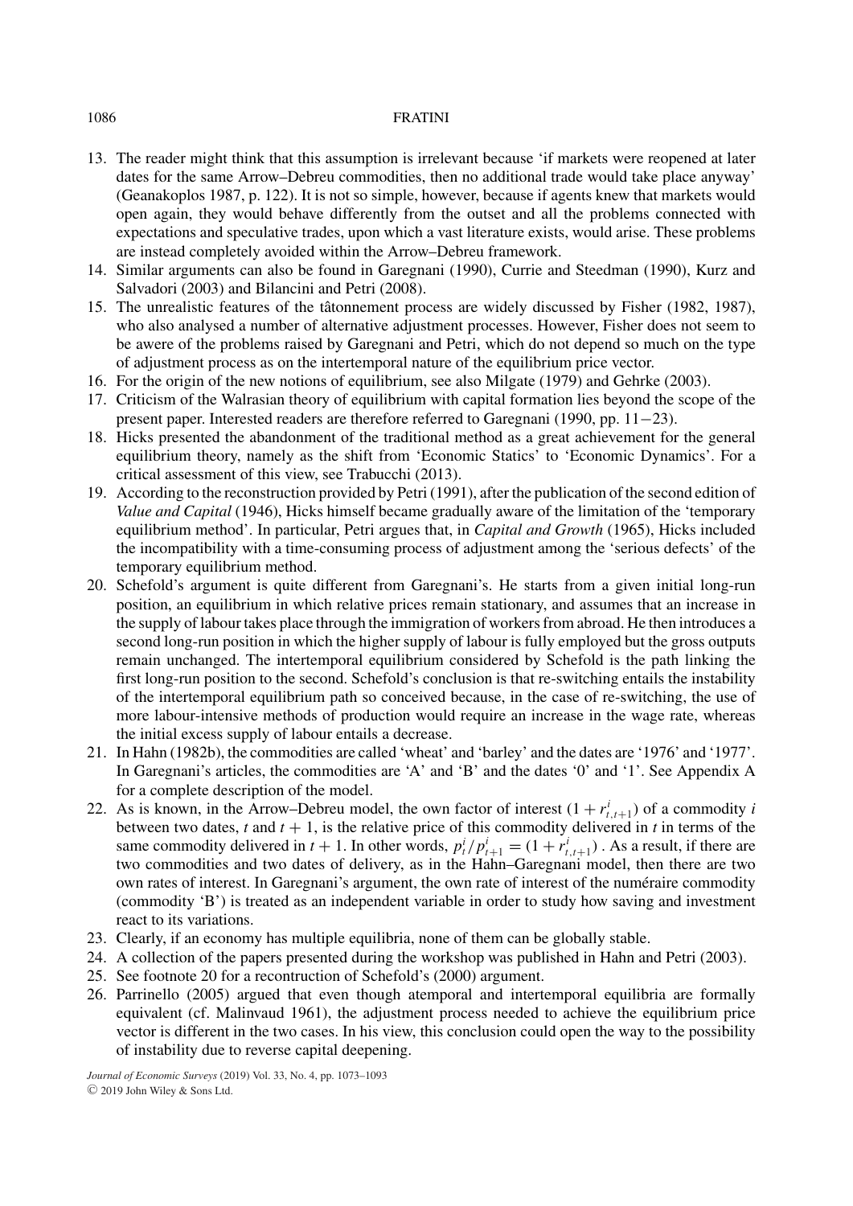13. The reader might think that this assumption is irrelevant because 'if markets were reopened at later dates for the same Arrow–Debreu commodities, then no additional trade would take place anyway' (Geanakoplos 1987, p. 122). It is not so simple, however, because if agents knew that markets would open again, they would behave differently from the outset and all the problems connected with expectations and speculative trades, upon which a vast literature exists, would arise. These problems are instead completely avoided within the Arrow–Debreu framework.
14. Similar arguments can also be found in Garegnani (1990), Currie and Steedman (1990), Kurz and Salvadori (2003) and Bilancini and Petri (2008).
15. The unrealistic features of the tâtonnement process are widely discussed by Fisher (1982, 1987), who also analysed a number of alternative adjustment processes. However, Fisher does not seem to be awere of the problems raised by Garegnani and Petri, which do not depend so much on the type of adjustment process as on the intertemporal nature of the equilibrium price vector.
16. For the origin of the new notions of equilibrium, see also Milgate (1979) and Gehrke (2003).
17. Criticism of the Walrasian theory of equilibrium with capital formation lies beyond the scope of the present paper. Interested readers are therefore referred to Garegnani (1990, pp. 11−23).
18. Hicks presented the abandonment of the traditional method as a great achievement for the general equilibrium theory, namely as the shift from 'Economic Statics' to 'Economic Dynamics'. For a critical assessment of this view, see Trabucchi (2013).
19. According to the reconstruction provided by Petri (1991), after the publication of the second edition of *Value and Capital* (1946), Hicks himself became gradually aware of the limitation of the 'temporary equilibrium method'. In particular, Petri argues that, in *Capital and Growth* (1965), Hicks included the incompatibility with a time-consuming process of adjustment among the 'serious defects' of the temporary equilibrium method.
20. Schefold's argument is quite different from Garegnani's. He starts from a given initial long-run position, an equilibrium in which relative prices remain stationary, and assumes that an increase in the supply of labour takes place through the immigration of workers from abroad. He then introduces a second long-run position in which the higher supply of labour is fully employed but the gross outputs remain unchanged. The intertemporal equilibrium considered by Schefold is the path linking the first long-run position to the second. Schefold's conclusion is that re-switching entails the instability of the intertemporal equilibrium path so conceived because, in the case of re-switching, the use of more labour-intensive methods of production would require an increase in the wage rate, whereas the initial excess supply of labour entails a decrease.
21. In Hahn (1982b), the commodities are called 'wheat' and 'barley' and the dates are '1976' and '1977'. In Garegnani's articles, the commodities are 'A' and 'B' and the dates '0' and '1'. See Appendix A for a complete description of the model.
22. As is known, in the Arrow–Debreu model, the own factor of interest $(1 + r^i_{t,t+1})$ of a commodity $i$ between two dates, $t$ and $t + 1$, is the relative price of this commodity delivered in $t$ in terms of the same commodity delivered in $t + 1$. In other words, $p^i_t / p^i_{t+1} = (1 + r^i_{t,t+1})$ . As a result, if there are two commodities and two dates of delivery, as in the Hahn–Garegnani model, then there are two own rates of interest. In Garegnani's argument, the own rate of interest of the numéraire commodity (commodity 'B') is treated as an independent variable in order to study how saving and investment react to its variations.
23. Clearly, if an economy has multiple equilibria, none of them can be globally stable.
24. A collection of the papers presented during the workshop was published in Hahn and Petri (2003).
25. See footnote 20 for a recontruction of Schefold's (2000) argument.
26. Parrinello (2005) argued that even though atemporal and intertemporal equilibria are formally equivalent (cf. Malinvaud 1961), the adjustment process needed to achieve the equilibrium price vector is different in the two cases. In his view, this conclusion could open the way to the possibility of instability due to reverse capital deepening.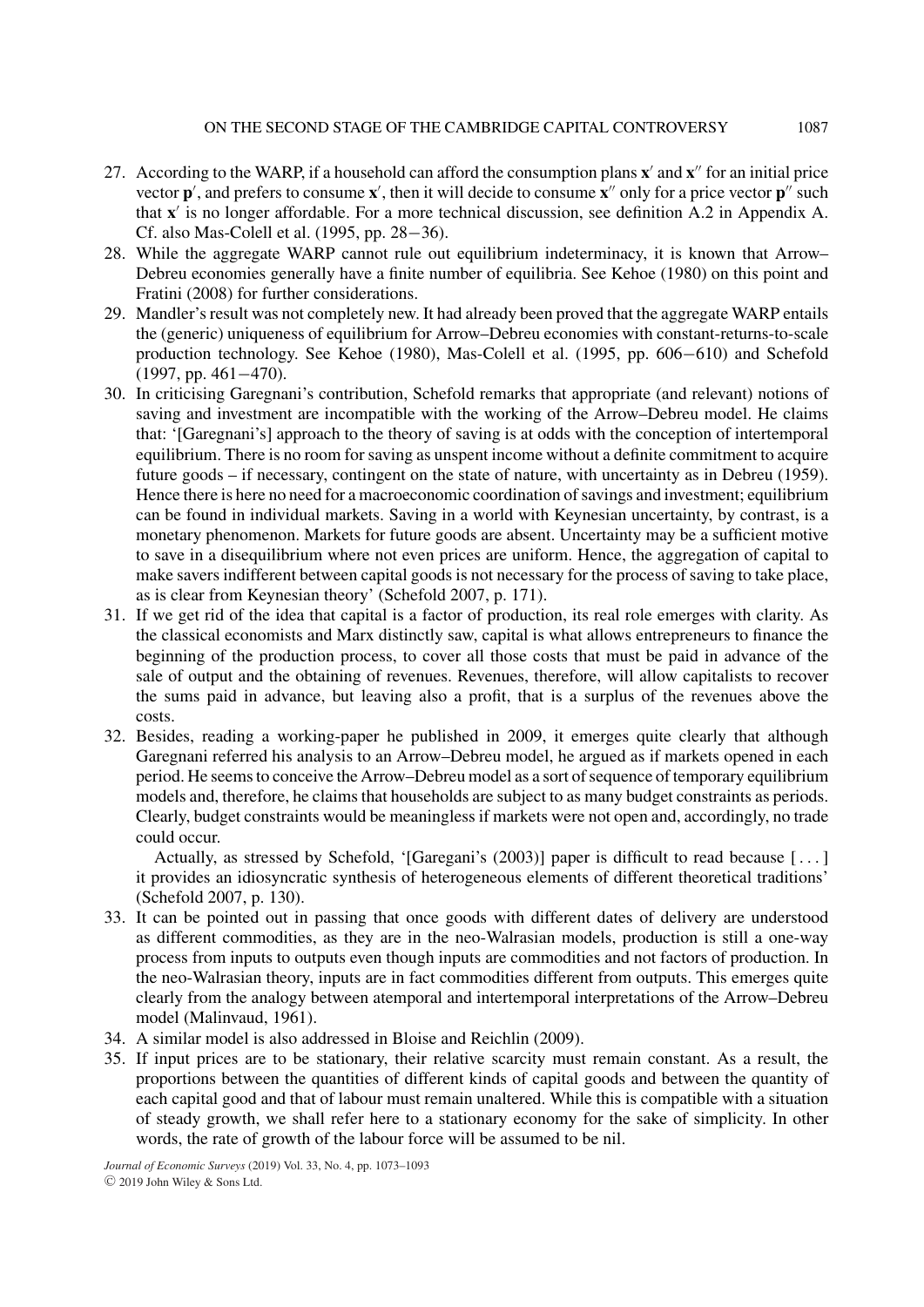27. According to the WARP, if a household can afford the consumption plans $\mathbf{x}'$ and $\mathbf{x}''$ for an initial price vector $\mathbf{p}'$, and prefers to consume $\mathbf{x}'$, then it will decide to consume $\mathbf{x}''$ only for a price vector $\mathbf{p}''$ such that $\mathbf{x}'$ is no longer affordable. For a more technical discussion, see definition A.2 in Appendix A. Cf. also Mas-Colell et al. (1995, pp. 28−36).
28. While the aggregate WARP cannot rule out equilibrium indeterminacy, it is known that Arrow–Debreu economies generally have a finite number of equilibria. See Kehoe (1980) on this point and Fratini (2008) for further considerations.
29. Mandler's result was not completely new. It had already been proved that the aggregate WARP entails the (generic) uniqueness of equilibrium for Arrow–Debreu economies with constant-returns-to-scale production technology. See Kehoe (1980), Mas-Colell et al. (1995, pp. 606−610) and Schefold (1997, pp. 461−470).
30. In criticising Garegnani's contribution, Schefold remarks that appropriate (and relevant) notions of saving and investment are incompatible with the working of the Arrow–Debreu model. He claims that: '[Garegnani's] approach to the theory of saving is at odds with the conception of intertemporal equilibrium. There is no room for saving as unspent income without a definite commitment to acquire future goods – if necessary, contingent on the state of nature, with uncertainty as in Debreu (1959). Hence there is here no need for a macroeconomic coordination of savings and investment; equilibrium can be found in individual markets. Saving in a world with Keynesian uncertainty, by contrast, is a monetary phenomenon. Markets for future goods are absent. Uncertainty may be a sufficient motive to save in a disequilibrium where not even prices are uniform. Hence, the aggregation of capital to make savers indifferent between capital goods is not necessary for the process of saving to take place, as is clear from Keynesian theory' (Schefold 2007, p. 171).
31. If we get rid of the idea that capital is a factor of production, its real role emerges with clarity. As the classical economists and Marx distinctly saw, capital is what allows entrepreneurs to finance the beginning of the production process, to cover all those costs that must be paid in advance of the sale of output and the obtaining of revenues. Revenues, therefore, will allow capitalists to recover the sums paid in advance, but leaving also a profit, that is a surplus of the revenues above the costs.
32. Besides, reading a working-paper he published in 2009, it emerges quite clearly that although Garegnani referred his analysis to an Arrow–Debreu model, he argued as if markets opened in each period. He seems to conceive the Arrow–Debreu model as a sort of sequence of temporary equilibrium models and, therefore, he claims that households are subject to as many budget constraints as periods. Clearly, budget constraints would be meaningless if markets were not open and, accordingly, no trade could occur.

    Actually, as stressed by Schefold, '[Garegani's (2003)] paper is difficult to read because [ . . . ] it provides an idiosyncratic synthesis of heterogeneous elements of different theoretical traditions' (Schefold 2007, p. 130).
33. It can be pointed out in passing that once goods with different dates of delivery are understood as different commodities, as they are in the neo-Walrasian models, production is still a one-way process from inputs to outputs even though inputs are commodities and not factors of production. In the neo-Walrasian theory, inputs are in fact commodities different from outputs. This emerges quite clearly from the analogy between atemporal and intertemporal interpretations of the Arrow–Debreu model (Malinvaud, 1961).
34. A similar model is also addressed in Bloise and Reichlin (2009).
35. If input prices are to be stationary, their relative scarcity must remain constant. As a result, the proportions between the quantities of different kinds of capital goods and between the quantity of each capital good and that of labour must remain unaltered. While this is compatible with a situation of steady growth, we shall refer here to a stationary economy for the sake of simplicity. In other words, the rate of growth of the labour force will be assumed to be nil.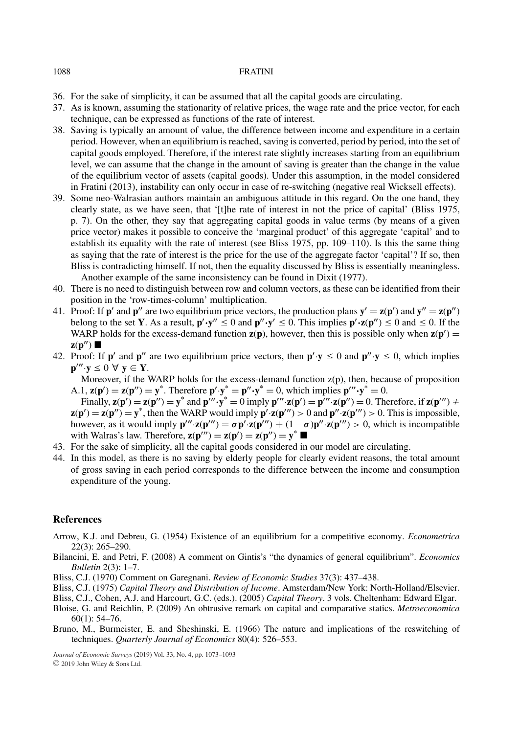36. For the sake of simplicity, it can be assumed that all the capital goods are circulating.
37. As is known, assuming the stationarity of relative prices, the wage rate and the price vector, for each technique, can be expressed as functions of the rate of interest.
38. Saving is typically an amount of value, the difference between income and expenditure in a certain period. However, when an equilibrium is reached, saving is converted, period by period, into the set of capital goods employed. Therefore, if the interest rate slightly increases starting from an equilibrium level, we can assume that the change in the amount of saving is greater than the change in the value of the equilibrium vector of assets (capital goods). Under this assumption, in the model considered in Fratini (2013), instability can only occur in case of re-switching (negative real Wicksell effects).
39. Some neo-Walrasian authors maintain an ambiguous attitude in this regard. On the one hand, they clearly state, as we have seen, that '[t]he rate of interest in not the price of capital' (Bliss 1975, p. 7). On the other, they say that aggregating capital goods in value terms (by means of a given price vector) makes it possible to conceive the 'marginal product' of this aggregate 'capital' and to establish its equality with the rate of interest (see Bliss 1975, pp. 109–110). Is this the same thing as saying that the rate of interest is the price for the use of the aggregate factor 'capital'? If so, then Bliss is contradicting himself. If not, then the equality discussed by Bliss is essentially meaningless.

    Another example of the same inconsistency can be found in Dixit (1977).
40. There is no need to distinguish between row and column vectors, as these can be identified from their position in the 'row-times-column' multiplication.
41. Proof: If $\mathbf{p}'$ and $\mathbf{p}''$ are two equilibrium price vectors, the production plans $\mathbf{y}' = \mathbf{z}(\mathbf{p}')$ and $\mathbf{y}'' = \mathbf{z}(\mathbf{p}'')$ belong to the set $\mathbf{Y}$. As a result, $\mathbf{p}' \cdot \mathbf{y}'' \leq 0$ and $\mathbf{p}'' \cdot \mathbf{y}' \leq 0$. This implies $\mathbf{p}' \cdot \mathbf{z}(\mathbf{p}'') \leq 0$ and $\leq 0$. If the WARP holds for the excess-demand function $\mathbf{z}(\mathbf{p})$, however, then this is possible only when $\mathbf{z}(\mathbf{p}') = \mathbf{z}(\mathbf{p}'')$ ∎
42. Proof: If $\mathbf{p}'$ and $\mathbf{p}''$ are two equilibrium price vectors, then $\mathbf{p}' \cdot \mathbf{y} \leq 0$ and $\mathbf{p}'' \cdot \mathbf{y} \leq 0$, which implies $\mathbf{p}''' \cdot \mathbf{y} \leq 0 \ \forall \ \mathbf{y} \in \mathbf{Y}$.

    Moreover, if the WARP holds for the excess-demand function z(p), then, because of proposition A.1, $\mathbf{z}(\mathbf{p}') = \mathbf{z}(\mathbf{p}'') = \mathbf{y}^*$. Therefore $\mathbf{p}' \cdot \mathbf{y}^* = \mathbf{p}'' \cdot \mathbf{y}^* = 0$, which implies $\mathbf{p}''' \cdot \mathbf{y}^* = 0$.

    Finally, $\mathbf{z}(\mathbf{p}') = \mathbf{z}(\mathbf{p}'') = \mathbf{y}^*$ and $\mathbf{p}''' \cdot \mathbf{y}^* = 0$ imply $\mathbf{p}''' \cdot \mathbf{z}(\mathbf{p}') = \mathbf{p}''' \cdot \mathbf{z}(\mathbf{p}'') = 0$. Therefore, if $\mathbf{z}(\mathbf{p}''') \neq \mathbf{z}(\mathbf{p}') = \mathbf{z}(\mathbf{p}'') = \mathbf{y}^*$, then the WARP would imply $\mathbf{p}' \cdot \mathbf{z}(\mathbf{p}''') > 0$ and $\mathbf{p}'' \cdot \mathbf{z}(\mathbf{p}''') > 0$. This is impossible, however, as it would imply $\mathbf{p}''' \cdot \mathbf{z}(\mathbf{p}''') = \sigma \mathbf{p}' \cdot \mathbf{z}(\mathbf{p}''') + (1 - \sigma)\mathbf{p}'' \cdot \mathbf{z}(\mathbf{p}''') > 0$, which is incompatible with Walras's law. Therefore, $\mathbf{z}(\mathbf{p}''') = \mathbf{z}(\mathbf{p}') = \mathbf{z}(\mathbf{p}'') = \mathbf{y}^*$ ∎
43. For the sake of simplicity, all the capital goods considered in our model are circulating.
44. In this model, as there is no saving by elderly people for clearly evident reasons, the total amount of gross saving in each period corresponds to the difference between the income and consumption expenditure of the young.

## References

Arrow, K.J. and Debreu, G. (1954) Existence of an equilibrium for a competitive economy. *Econometrica* 22(3): 265–290.

Bilancini, E. and Petri, F. (2008) A comment on Gintis's "the dynamics of general equilibrium". *Economics Bulletin* 2(3): 1–7.

Bliss, C.J. (1970) Comment on Garegnani. *Review of Economic Studies* 37(3): 437–438.

Bliss, C.J. (1975) *Capital Theory and Distribution of Income*. Amsterdam/New York: North-Holland/Elsevier.

Bliss, C.J., Cohen, A.J. and Harcourt, G.C. (eds.). (2005) *Capital Theory*. 3 vols. Cheltenham: Edward Elgar.

Bloise, G. and Reichlin, P. (2009) An obtrusive remark on capital and comparative statics. *Metroeconomica* 60(1): 54–76.

Bruno, M., Burmeister, E. and Sheshinski, E. (1966) The nature and implications of the reswitching of techniques. *Quarterly Journal of Economics* 80(4): 526–553.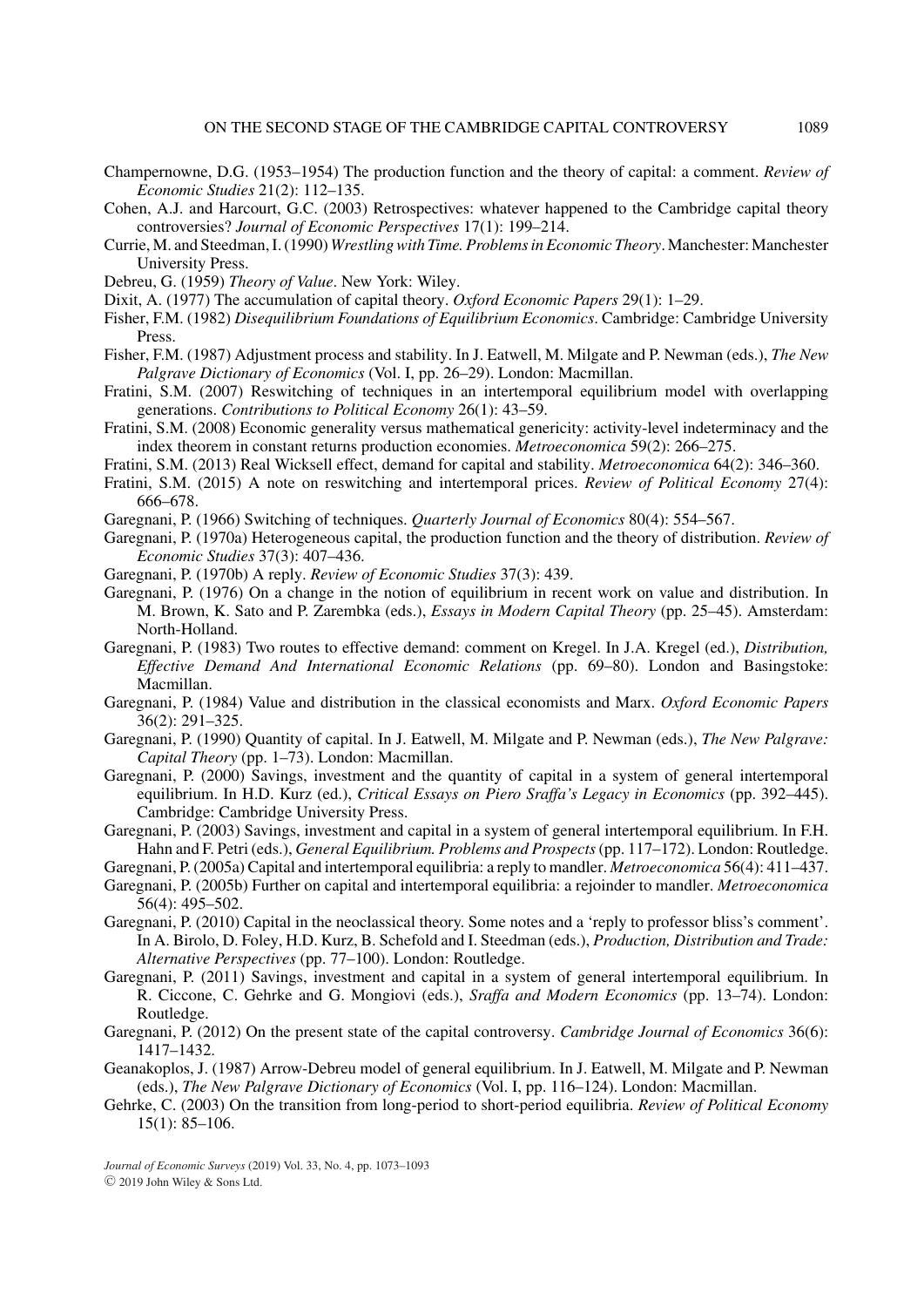Champernowne, D.G. (1953–1954) The production function and the theory of capital: a comment. *Review of Economic Studies* 21(2): 112–135.

Cohen, A.J. and Harcourt, G.C. (2003) Retrospectives: whatever happened to the Cambridge capital theory controversies? *Journal of Economic Perspectives* 17(1): 199–214.

Currie, M. and Steedman, I. (1990) *Wrestling with Time. Problems in Economic Theory*. Manchester: Manchester University Press.

Debreu, G. (1959) *Theory of Value*. New York: Wiley.

Dixit, A. (1977) The accumulation of capital theory. *Oxford Economic Papers* 29(1): 1–29.

Fisher, F.M. (1982) *Disequilibrium Foundations of Equilibrium Economics*. Cambridge: Cambridge University Press.

Fisher, F.M. (1987) Adjustment process and stability. In J. Eatwell, M. Milgate and P. Newman (eds.), *The New Palgrave Dictionary of Economics* (Vol. I, pp. 26–29). London: Macmillan.

Fratini, S.M. (2007) Reswitching of techniques in an intertemporal equilibrium model with overlapping generations. *Contributions to Political Economy* 26(1): 43–59.

Fratini, S.M. (2008) Economic generality versus mathematical genericity: activity-level indeterminacy and the index theorem in constant returns production economies. *Metroeconomica* 59(2): 266–275.

Fratini, S.M. (2013) Real Wicksell effect, demand for capital and stability. *Metroeconomica* 64(2): 346–360.

Fratini, S.M. (2015) A note on reswitching and intertemporal prices. *Review of Political Economy* 27(4): 666–678.

Garegnani, P. (1966) Switching of techniques. *Quarterly Journal of Economics* 80(4): 554–567.

Garegnani, P. (1970a) Heterogeneous capital, the production function and the theory of distribution. *Review of Economic Studies* 37(3): 407–436.

Garegnani, P. (1970b) A reply. *Review of Economic Studies* 37(3): 439.

Garegnani, P. (1976) On a change in the notion of equilibrium in recent work on value and distribution. In M. Brown, K. Sato and P. Zarembka (eds.), *Essays in Modern Capital Theory* (pp. 25–45). Amsterdam: North-Holland.

Garegnani, P. (1983) Two routes to effective demand: comment on Kregel. In J.A. Kregel (ed.), *Distribution, Effective Demand And International Economic Relations* (pp. 69–80). London and Basingstoke: Macmillan.

Garegnani, P. (1984) Value and distribution in the classical economists and Marx. *Oxford Economic Papers* 36(2): 291–325.

Garegnani, P. (1990) Quantity of capital. In J. Eatwell, M. Milgate and P. Newman (eds.), *The New Palgrave: Capital Theory* (pp. 1–73). London: Macmillan.

Garegnani, P. (2000) Savings, investment and the quantity of capital in a system of general intertemporal equilibrium. In H.D. Kurz (ed.), *Critical Essays on Piero Sraffa's Legacy in Economics* (pp. 392–445). Cambridge: Cambridge University Press.

Garegnani, P. (2003) Savings, investment and capital in a system of general intertemporal equilibrium. In F.H. Hahn and F. Petri (eds.), *General Equilibrium. Problems and Prospects* (pp. 117–172). London: Routledge.

Garegnani, P. (2005a) Capital and intertemporal equilibria: a reply to mandler. *Metroeconomica* 56(4): 411–437.

Garegnani, P. (2005b) Further on capital and intertemporal equilibria: a rejoinder to mandler. *Metroeconomica* 56(4): 495–502.

Garegnani, P. (2010) Capital in the neoclassical theory. Some notes and a 'reply to professor bliss's comment'. In A. Birolo, D. Foley, H.D. Kurz, B. Schefold and I. Steedman (eds.), *Production, Distribution and Trade: Alternative Perspectives* (pp. 77–100). London: Routledge.

Garegnani, P. (2011) Savings, investment and capital in a system of general intertemporal equilibrium. In R. Ciccone, C. Gehrke and G. Mongiovi (eds.), *Sraffa and Modern Economics* (pp. 13–74). London: Routledge.

Garegnani, P. (2012) On the present state of the capital controversy. *Cambridge Journal of Economics* 36(6): 1417–1432.

Geanakoplos, J. (1987) Arrow-Debreu model of general equilibrium. In J. Eatwell, M. Milgate and P. Newman (eds.), *The New Palgrave Dictionary of Economics* (Vol. I, pp. 116–124). London: Macmillan.

Gehrke, C. (2003) On the transition from long-period to short-period equilibria. *Review of Political Economy* 15(1): 85–106.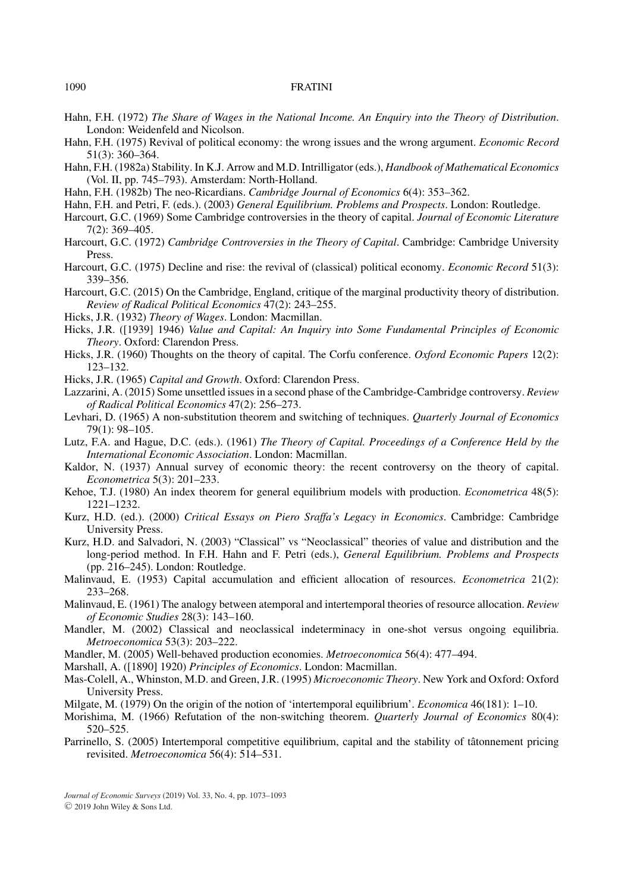Hahn, F.H. (1972) *The Share of Wages in the National Income. An Enquiry into the Theory of Distribution*. London: Weidenfeld and Nicolson.

Hahn, F.H. (1975) Revival of political economy: the wrong issues and the wrong argument. *Economic Record* 51(3): 360–364.

Hahn, F.H. (1982a) Stability. In K.J. Arrow and M.D. Intrilligator (eds.), *Handbook of Mathematical Economics* (Vol. II, pp. 745–793). Amsterdam: North-Holland.

Hahn, F.H. (1982b) The neo-Ricardians. *Cambridge Journal of Economics* 6(4): 353–362.

Hahn, F.H. and Petri, F. (eds.). (2003) *General Equilibrium. Problems and Prospects*. London: Routledge.

Harcourt, G.C. (1969) Some Cambridge controversies in the theory of capital. *Journal of Economic Literature* 7(2): 369–405.

Harcourt, G.C. (1972) *Cambridge Controversies in the Theory of Capital*. Cambridge: Cambridge University Press.

Harcourt, G.C. (1975) Decline and rise: the revival of (classical) political economy. *Economic Record* 51(3): 339–356.

Harcourt, G.C. (2015) On the Cambridge, England, critique of the marginal productivity theory of distribution. *Review of Radical Political Economics* 47(2): 243–255.

Hicks, J.R. (1932) *Theory of Wages*. London: Macmillan.

Hicks, J.R. ([1939] 1946) *Value and Capital: An Inquiry into Some Fundamental Principles of Economic Theory*. Oxford: Clarendon Press.

Hicks, J.R. (1960) Thoughts on the theory of capital. The Corfu conference. *Oxford Economic Papers* 12(2): 123–132.

Hicks, J.R. (1965) *Capital and Growth*. Oxford: Clarendon Press.

Lazzarini, A. (2015) Some unsettled issues in a second phase of the Cambridge-Cambridge controversy. *Review of Radical Political Economics* 47(2): 256–273.

Levhari, D. (1965) A non-substitution theorem and switching of techniques. *Quarterly Journal of Economics* 79(1): 98–105.

Lutz, F.A. and Hague, D.C. (eds.). (1961) *The Theory of Capital. Proceedings of a Conference Held by the International Economic Association*. London: Macmillan.

Kaldor, N. (1937) Annual survey of economic theory: the recent controversy on the theory of capital. *Econometrica* 5(3): 201–233.

Kehoe, T.J. (1980) An index theorem for general equilibrium models with production. *Econometrica* 48(5): 1221–1232.

Kurz, H.D. (ed.). (2000) *Critical Essays on Piero Sraffa's Legacy in Economics*. Cambridge: Cambridge University Press.

Kurz, H.D. and Salvadori, N. (2003) "Classical" vs "Neoclassical" theories of value and distribution and the long-period method. In F.H. Hahn and F. Petri (eds.), *General Equilibrium. Problems and Prospects* (pp. 216–245). London: Routledge.

Malinvaud, E. (1953) Capital accumulation and efficient allocation of resources. *Econometrica* 21(2): 233–268.

Malinvaud, E. (1961) The analogy between atemporal and intertemporal theories of resource allocation. *Review of Economic Studies* 28(3): 143–160.

Mandler, M. (2002) Classical and neoclassical indeterminacy in one-shot versus ongoing equilibria. *Metroeconomica* 53(3): 203–222.

Mandler, M. (2005) Well-behaved production economies. *Metroeconomica* 56(4): 477–494.

Marshall, A. ([1890] 1920) *Principles of Economics*. London: Macmillan.

Mas-Colell, A., Whinston, M.D. and Green, J.R. (1995) *Microeconomic Theory*. New York and Oxford: Oxford University Press.

Milgate, M. (1979) On the origin of the notion of 'intertemporal equilibrium'. *Economica* 46(181): 1–10.

Morishima, M. (1966) Refutation of the non-switching theorem. *Quarterly Journal of Economics* 80(4): 520–525.

Parrinello, S. (2005) Intertemporal competitive equilibrium, capital and the stability of tâtonnement pricing revisited. *Metroeconomica* 56(4): 514–531.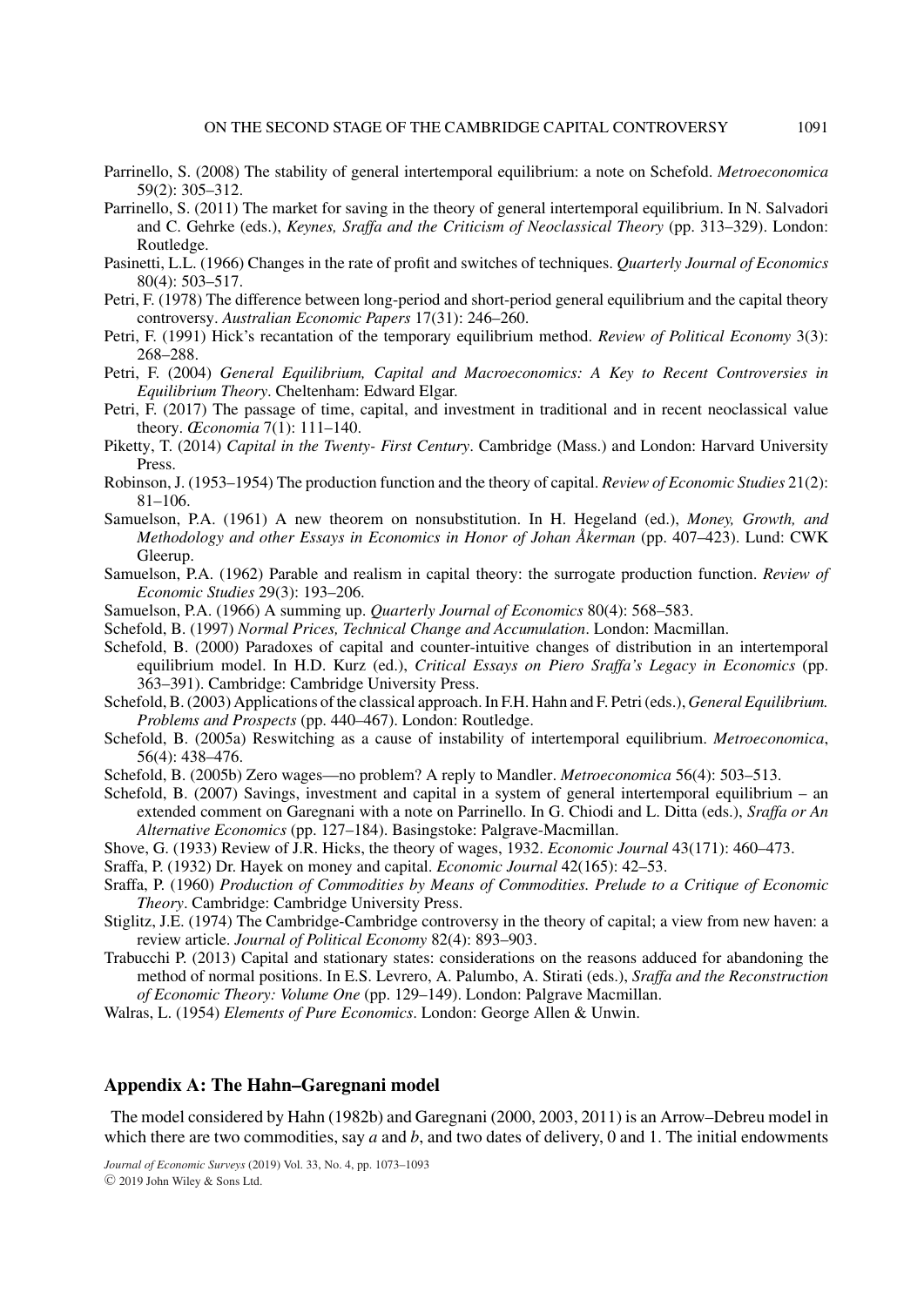Parrinello, S. (2008) The stability of general intertemporal equilibrium: a note on Schefold. *Metroeconomica* 59(2): 305–312.

Parrinello, S. (2011) The market for saving in the theory of general intertemporal equilibrium. In N. Salvadori and C. Gehrke (eds.), *Keynes, Sraffa and the Criticism of Neoclassical Theory* (pp. 313–329). London: Routledge.

Pasinetti, L.L. (1966) Changes in the rate of profit and switches of techniques. *Quarterly Journal of Economics* 80(4): 503–517.

Petri, F. (1978) The difference between long-period and short-period general equilibrium and the capital theory controversy. *Australian Economic Papers* 17(31): 246–260.

Petri, F. (1991) Hick's recantation of the temporary equilibrium method. *Review of Political Economy* 3(3): 268–288.

Petri, F. (2004) *General Equilibrium, Capital and Macroeconomics: A Key to Recent Controversies in Equilibrium Theory*. Cheltenham: Edward Elgar.

Petri, F. (2017) The passage of time, capital, and investment in traditional and in recent neoclassical value theory. *Œconomia* 7(1): 111–140.

Piketty, T. (2014) *Capital in the Twenty- First Century*. Cambridge (Mass.) and London: Harvard University Press.

Robinson, J. (1953–1954) The production function and the theory of capital. *Review of Economic Studies* 21(2): 81–106.

Samuelson, P.A. (1961) A new theorem on nonsubstitution. In H. Hegeland (ed.), *Money, Growth, and Methodology and other Essays in Economics in Honor of Johan Åkerman* (pp. 407–423). Lund: CWK Gleerup.

Samuelson, P.A. (1962) Parable and realism in capital theory: the surrogate production function. *Review of Economic Studies* 29(3): 193–206.

Samuelson, P.A. (1966) A summing up. *Quarterly Journal of Economics* 80(4): 568–583.

Schefold, B. (1997) *Normal Prices, Technical Change and Accumulation*. London: Macmillan.

Schefold, B. (2000) Paradoxes of capital and counter-intuitive changes of distribution in an intertemporal equilibrium model. In H.D. Kurz (ed.), *Critical Essays on Piero Sraffa's Legacy in Economics* (pp. 363–391). Cambridge: Cambridge University Press.

Schefold, B. (2003) Applications of the classical approach. In F.H. Hahn and F. Petri (eds.), *General Equilibrium. Problems and Prospects* (pp. 440–467). London: Routledge.

Schefold, B. (2005a) Reswitching as a cause of instability of intertemporal equilibrium. *Metroeconomica*, 56(4): 438–476.

Schefold, B. (2005b) Zero wages—no problem? A reply to Mandler. *Metroeconomica* 56(4): 503–513.

Schefold, B. (2007) Savings, investment and capital in a system of general intertemporal equilibrium – an extended comment on Garegnani with a note on Parrinello. In G. Chiodi and L. Ditta (eds.), *Sraffa or An Alternative Economics* (pp. 127–184). Basingstoke: Palgrave-Macmillan.

Shove, G. (1933) Review of J.R. Hicks, the theory of wages, 1932. *Economic Journal* 43(171): 460–473.

Sraffa, P. (1932) Dr. Hayek on money and capital. *Economic Journal* 42(165): 42–53.

Sraffa, P. (1960) *Production of Commodities by Means of Commodities. Prelude to a Critique of Economic Theory*. Cambridge: Cambridge University Press.

Stiglitz, J.E. (1974) The Cambridge-Cambridge controversy in the theory of capital; a view from new haven: a review article. *Journal of Political Economy* 82(4): 893–903.

Trabucchi P. (2013) Capital and stationary states: considerations on the reasons adduced for abandoning the method of normal positions. In E.S. Levrero, A. Palumbo, A. Stirati (eds.), *Sraffa and the Reconstruction of Economic Theory: Volume One* (pp. 129–149). London: Palgrave Macmillan.

Walras, L. (1954) *Elements of Pure Economics*. London: George Allen & Unwin.

## Appendix A: The Hahn–Garegnani model

The model considered by Hahn (1982b) and Garegnani (2000, 2003, 2011) is an Arrow–Debreu model in which there are two commodities, say $a$ and $b$, and two dates of delivery, 0 and 1. The initial endowments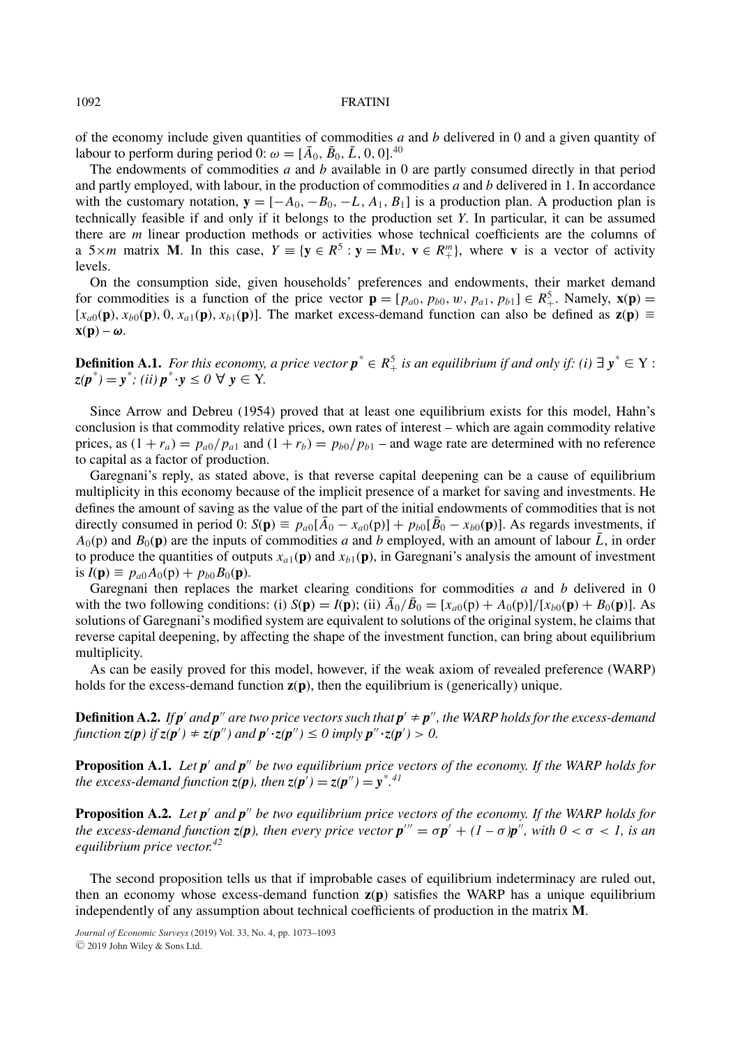of the economy include given quantities of commodities $a$ and $b$ delivered in 0 and a given quantity of labour to perform during period 0: $\omega = [\bar{A}_0, \bar{B}_0, \bar{L}, 0, 0]$.[40]

The endowments of commodities $a$ and $b$ available in 0 are partly consumed directly in that period and partly employed, with labour, in the production of commodities $a$ and $b$ delivered in 1. In accordance with the customary notation, $\mathbf{y} = [-A_0, -B_0, -L, A_1, B_1]$ is a production plan. A production plan is technically feasible if and only if it belongs to the production set $Y$. In particular, it can be assumed there are $m$ linear production methods or activities whose technical coefficients are the columns of a $5\times m$ matrix $\mathbf{M}$. In this case, $Y \equiv \{\mathbf{y} \in R^5 : \mathbf{y} = \mathbf{M}v,\ \mathbf{v} \in R^m_+\}$, where $\mathbf{v}$ is a vector of activity levels.

On the consumption side, given households' preferences and endowments, their market demand for commodities is a function of the price vector $\mathbf{p} = [p_{a0}, p_{b0}, w, p_{a1}, p_{b1}] \in R^5_+$. Namely, $\mathbf{x}(\mathbf{p}) = [x_{a0}(\mathbf{p}), x_{b0}(\mathbf{p}), 0, x_{a1}(\mathbf{p}), x_{b1}(\mathbf{p})]$. The market excess-demand function can also be defined as $\mathbf{z}(\mathbf{p}) \equiv \mathbf{x}(\mathbf{p}) - \boldsymbol{\omega}$.

**Definition A.1.** *For this economy, a price vector $\mathbf{p}^* \in R^5_+$ is an equilibrium if and only if: (i) $\exists\ \mathbf{y}^* \in$ Y : $z(\mathbf{p}^*) = \mathbf{y}^*$; (ii) $\mathbf{p}^* \cdot \mathbf{y} \leq 0\ \forall\ \mathbf{y} \in$ Y.*

Since Arrow and Debreu (1954) proved that at least one equilibrium exists for this model, Hahn's conclusion is that commodity relative prices, own rates of interest – which are again commodity relative prices, as $(1 + r_a) = p_{a0}/p_{a1}$ and $(1 + r_b) = p_{b0}/p_{b1}$ – and wage rate are determined with no reference to capital as a factor of production.

Garegnani's reply, as stated above, is that reverse capital deepening can be a cause of equilibrium multiplicity in this economy because of the implicit presence of a market for saving and investments. He defines the amount of saving as the value of the part of the initial endowments of commodities that is not directly consumed in period 0: $S(\mathbf{p}) \equiv p_{a0}[\bar{A}_0 - x_{a0}(\mathrm{p})] + p_{b0}[\bar{B}_0 - x_{b0}(\mathbf{p})]$. As regards investments, if $A_0(\mathrm{p})$ and $B_0(\mathbf{p})$ are the inputs of commodities $a$ and $b$ employed, with an amount of labour $\bar{L}$, in order to produce the quantities of outputs $x_{a1}(\mathbf{p})$ and $x_{b1}(\mathbf{p})$, in Garegnani's analysis the amount of investment is $I(\mathbf{p}) \equiv p_{a0}A_0(\mathrm{p}) + p_{b0}B_0(\mathbf{p})$.

Garegnani then replaces the market clearing conditions for commodities $a$ and $b$ delivered in 0 with the two following conditions: (i) $S(\mathbf{p}) = I(\mathbf{p})$; (ii) $\bar{A}_0/\bar{B}_0 = [x_{a0}(\mathrm{p}) + A_0(\mathrm{p})]/[x_{b0}(\mathbf{p}) + B_0(\mathbf{p})]$. As solutions of Garegnani's modified system are equivalent to solutions of the original system, he claims that reverse capital deepening, by affecting the shape of the investment function, can bring about equilibrium multiplicity.

As can be easily proved for this model, however, if the weak axiom of revealed preference (WARP) holds for the excess-demand function $\mathbf{z}(\mathbf{p})$, then the equilibrium is (generically) unique.

**Definition A.2.** *If $\mathbf{p}'$ and $\mathbf{p}''$ are two price vectors such that $\mathbf{p}' \neq \mathbf{p}''$, the WARP holds for the excess-demand function $z(\mathbf{p})$ if $z(\mathbf{p}') \neq z(\mathbf{p}'')$ and $\mathbf{p}' \cdot z(\mathbf{p}'') \leq 0$ imply $\mathbf{p}'' \cdot z(\mathbf{p}') > 0$.*

**Proposition A.1.** *Let $\mathbf{p}'$ and $\mathbf{p}''$ be two equilibrium price vectors of the economy. If the WARP holds for the excess-demand function $z(\mathbf{p})$, then $z(\mathbf{p}') = z(\mathbf{p}'') = \mathbf{y}^*$.*[41]

**Proposition A.2.** *Let $\mathbf{p}'$ and $\mathbf{p}''$ be two equilibrium price vectors of the economy. If the WARP holds for the excess-demand function $z(\mathbf{p})$, then every price vector $\mathbf{p}''' = \sigma\mathbf{p}' + (1 - \sigma)\mathbf{p}''$, with $0 < \sigma < 1$, is an equilibrium price vector.*[42]

The second proposition tells us that if improbable cases of equilibrium indeterminacy are ruled out, then an economy whose excess-demand function $\mathbf{z}(\mathbf{p})$ satisfies the WARP has a unique equilibrium independently of any assumption about technical coefficients of production in the matrix $\mathbf{M}$.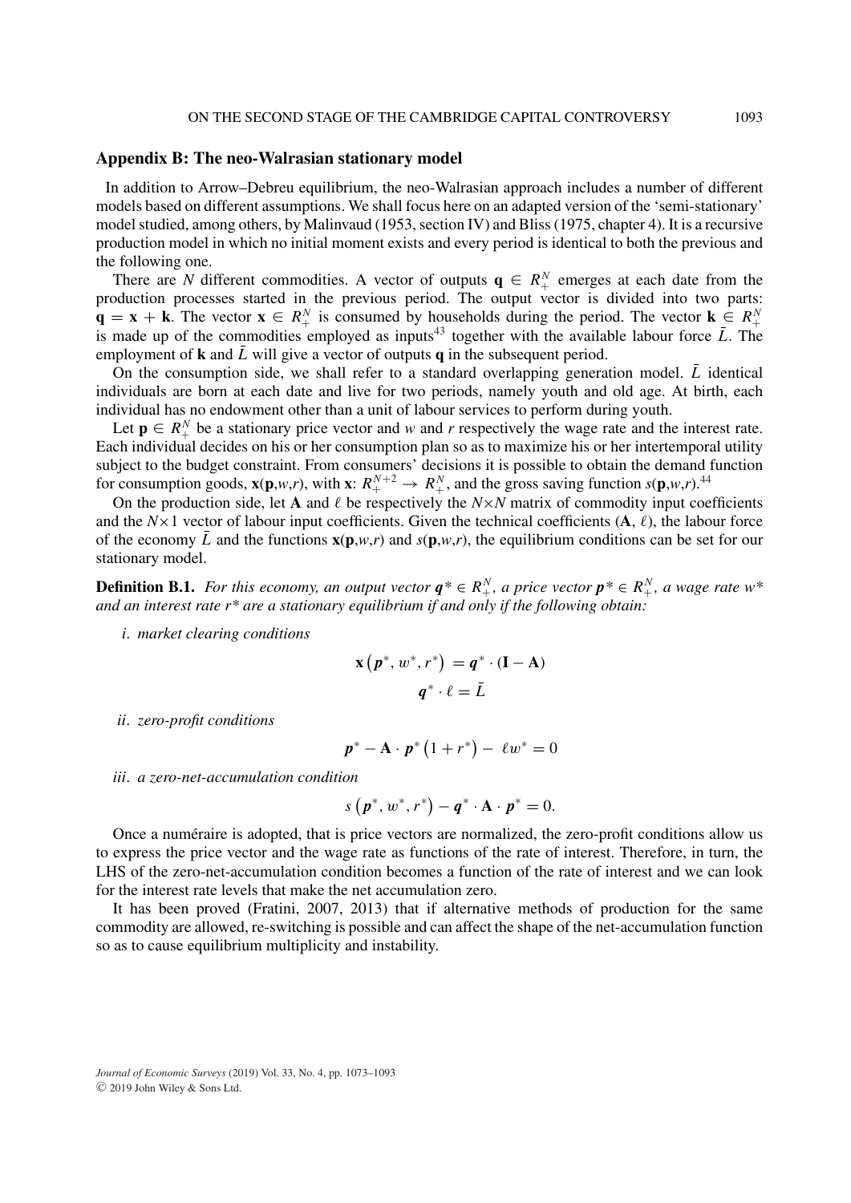## Appendix B: The neo-Walrasian stationary model

In addition to Arrow–Debreu equilibrium, the neo-Walrasian approach includes a number of different models based on different assumptions. We shall focus here on an adapted version of the 'semi-stationary' model studied, among others, by Malinvaud (1953, section IV) and Bliss (1975, chapter 4). It is a recursive production model in which no initial moment exists and every period is identical to both the previous and the following one.

There are $N$ different commodities. A vector of outputs $\mathbf{q} \in R_+^N$ emerges at each date from the production processes started in the previous period. The output vector is divided into two parts: $\mathbf{q} = \mathbf{x} + \mathbf{k}$. The vector $\mathbf{x} \in R_+^N$ is consumed by households during the period. The vector $\mathbf{k} \in R_+^N$ is made up of the commodities employed as inputs[43] together with the available labour force $\bar{L}$. The employment of $\mathbf{k}$ and $\bar{L}$ will give a vector of outputs $\mathbf{q}$ in the subsequent period.

On the consumption side, we shall refer to a standard overlapping generation model. $\bar{L}$ identical individuals are born at each date and live for two periods, namely youth and old age. At birth, each individual has no endowment other than a unit of labour services to perform during youth.

Let $\mathbf{p} \in R_+^N$ be a stationary price vector and $w$ and $r$ respectively the wage rate and the interest rate. Each individual decides on his or her consumption plan so as to maximize his or her intertemporal utility subject to the budget constraint. From consumers' decisions it is possible to obtain the demand function for consumption goods, $\mathbf{x}(\mathbf{p},w,r)$, with $\mathbf{x}$: $R_+^{N+2} \rightarrow R_+^N$, and the gross saving function $s(\mathbf{p},w,r)$.[44]

On the production side, let $\mathbf{A}$ and $\ell$ be respectively the $N\times N$ matrix of commodity input coefficients and the $N\times 1$ vector of labour input coefficients. Given the technical coefficients ($\mathbf{A}$, $\ell$), the labour force of the economy $\bar{L}$ and the functions $\mathbf{x}(\mathbf{p},w,r)$ and $s(\mathbf{p},w,r)$, the equilibrium conditions can be set for our stationary model.

**Definition B.1.** *For this economy, an output vector $\boldsymbol{q}^* \in R_+^N$, a price vector $\boldsymbol{p}^* \in R_+^N$, a wage rate $w^*$ and an interest rate $r^*$ are a stationary equilibrium if and only if the following obtain:*

*i. market clearing conditions*

$$\mathbf{x}\left(\boldsymbol{p}^*, w^*, r^*\right) = \boldsymbol{q}^* \cdot (\mathbf{I} - \mathbf{A})$$

$$\boldsymbol{q}^* \cdot \ell = \bar{L}$$

*ii. zero-profit conditions*

$$\boldsymbol{p}^* - \mathbf{A} \cdot \boldsymbol{p}^* \left(1 + r^*\right) - \ell w^* = 0$$

*iii. a zero-net-accumulation condition*

$$s\left(\boldsymbol{p}^*, w^*, r^*\right) - \boldsymbol{q}^* \cdot \mathbf{A} \cdot \boldsymbol{p}^* = 0.$$

Once a numéraire is adopted, that is price vectors are normalized, the zero-profit conditions allow us to express the price vector and the wage rate as functions of the rate of interest. Therefore, in turn, the LHS of the zero-net-accumulation condition becomes a function of the rate of interest and we can look for the interest rate levels that make the net accumulation zero.

It has been proved (Fratini, 2007, 2013) that if alternative methods of production for the same commodity are allowed, re-switching is possible and can affect the shape of the net-accumulation function so as to cause equilibrium multiplicity and instability.